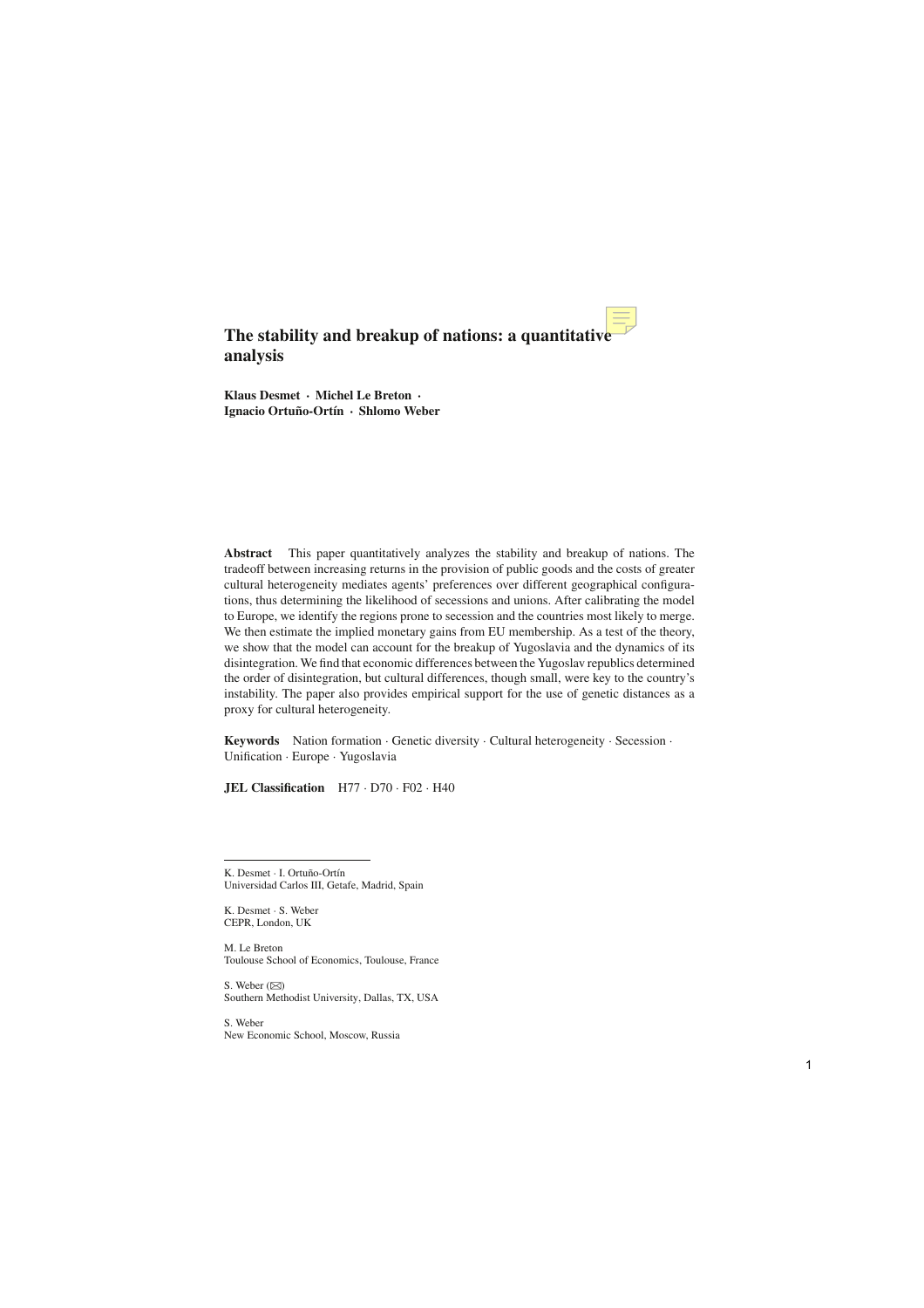# The stability and breakup of nations: a quantitative analysis

**Klaus Desmet · Michel Le Breton · Ignacio Ortuño-Ortín · Shlomo Weber**

**Abstract** This paper quantitatively analyzes the stability and breakup of nations. The tradeoff between increasing returns in the provision of public goods and the costs of greater cultural heterogeneity mediates agents' preferences over different geographical configurations, thus determining the likelihood of secessions and unions. After calibrating the model to Europe, we identify the regions prone to secession and the countries most likely to merge. We then estimate the implied monetary gains from EU membership. As a test of the theory, we show that the model can account for the breakup of Yugoslavia and the dynamics of its disintegration. We find that economic differences between the Yugoslav republics determined the order of disintegration, but cultural differences, though small, were key to the country's instability. The paper also provides empirical support for the use of genetic distances as a proxy for cultural heterogeneity.

**Keywords** Nation formation · Genetic diversity · Cultural heterogeneity · Secession · Unification · Europe · Yugoslavia

**JEL Classification** H77 · D70 · F02 · H40

---

K. Desmet · I. Ortuño-Ortín
Universidad Carlos III, Getafe, Madrid, Spain

K. Desmet · S. Weber
CEPR, London, UK

M. Le Breton
Toulouse School of Economics, Toulouse, France

S. Weber (✉)
Southern Methodist University, Dallas, TX, USA

S. Weber
New Economic School, Moscow, Russia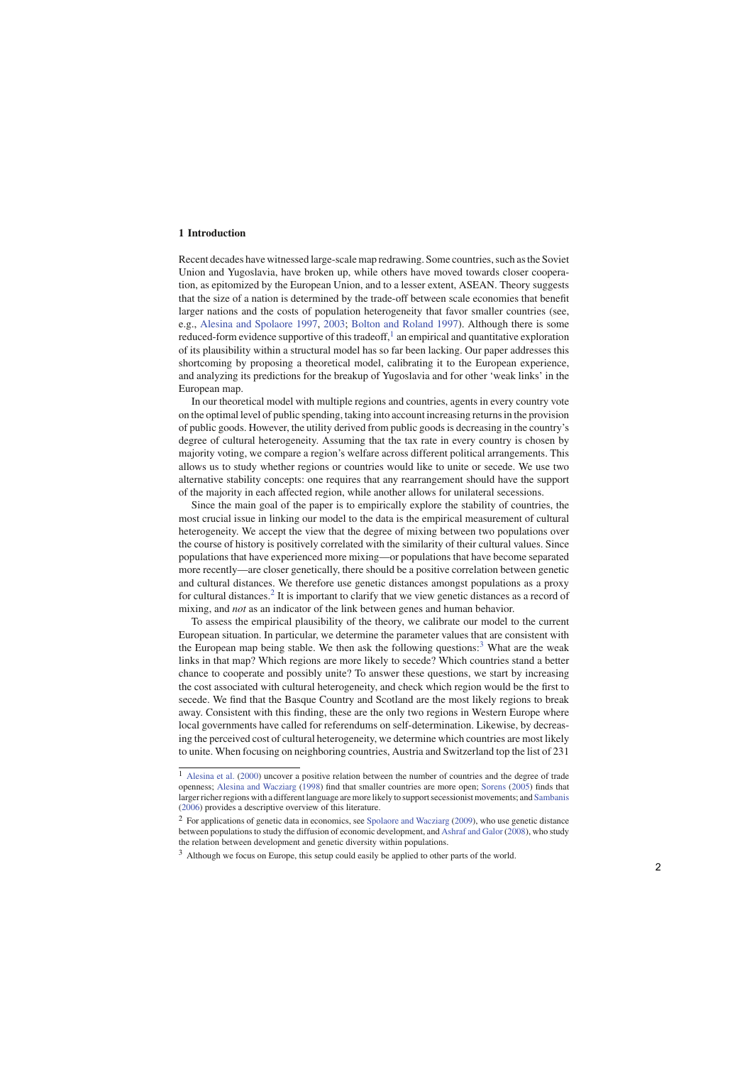## 1 Introduction

Recent decades have witnessed large-scale map redrawing. Some countries, such as the Soviet Union and Yugoslavia, have broken up, while others have moved towards closer cooperation, as epitomized by the European Union, and to a lesser extent, ASEAN. Theory suggests that the size of a nation is determined by the trade-off between scale economies that benefit larger nations and the costs of population heterogeneity that favor smaller countries (see, e.g., Alesina and Spolaore 1997, 2003; Bolton and Roland 1997). Although there is some reduced-form evidence supportive of this tradeoff,[1] an empirical and quantitative exploration of its plausibility within a structural model has so far been lacking. Our paper addresses this shortcoming by proposing a theoretical model, calibrating it to the European experience, and analyzing its predictions for the breakup of Yugoslavia and for other 'weak links' in the European map.

In our theoretical model with multiple regions and countries, agents in every country vote on the optimal level of public spending, taking into account increasing returns in the provision of public goods. However, the utility derived from public goods is decreasing in the country's degree of cultural heterogeneity. Assuming that the tax rate in every country is chosen by majority voting, we compare a region's welfare across different political arrangements. This allows us to study whether regions or countries would like to unite or secede. We use two alternative stability concepts: one requires that any rearrangement should have the support of the majority in each affected region, while another allows for unilateral secessions.

Since the main goal of the paper is to empirically explore the stability of countries, the most crucial issue in linking our model to the data is the empirical measurement of cultural heterogeneity. We accept the view that the degree of mixing between two populations over the course of history is positively correlated with the similarity of their cultural values. Since populations that have experienced more mixing—or populations that have become separated more recently—are closer genetically, there should be a positive correlation between genetic and cultural distances. We therefore use genetic distances amongst populations as a proxy for cultural distances.[2] It is important to clarify that we view genetic distances as a record of mixing, and *not* as an indicator of the link between genes and human behavior.

To assess the empirical plausibility of the theory, we calibrate our model to the current European situation. In particular, we determine the parameter values that are consistent with the European map being stable. We then ask the following questions:[3] What are the weak links in that map? Which regions are more likely to secede? Which countries stand a better chance to cooperate and possibly unite? To answer these questions, we start by increasing the cost associated with cultural heterogeneity, and check which region would be the first to secede. We find that the Basque Country and Scotland are the most likely regions to break away. Consistent with this finding, these are the only two regions in Western Europe where local governments have called for referendums on self-determination. Likewise, by decreasing the perceived cost of cultural heterogeneity, we determine which countries are most likely to unite. When focusing on neighboring countries, Austria and Switzerland top the list of 231

---

[1] Alesina et al. (2000) uncover a positive relation between the number of countries and the degree of trade openness; Alesina and Wacziarg (1998) find that smaller countries are more open; Sorens (2005) finds that larger richer regions with a different language are more likely to support secessionist movements; and Sambanis (2006) provides a descriptive overview of this literature.

[2] For applications of genetic data in economics, see Spolaore and Wacziarg (2009), who use genetic distance between populations to study the diffusion of economic development, and Ashraf and Galor (2008), who study the relation between development and genetic diversity within populations.

[3] Although we focus on Europe, this setup could easily be applied to other parts of the world.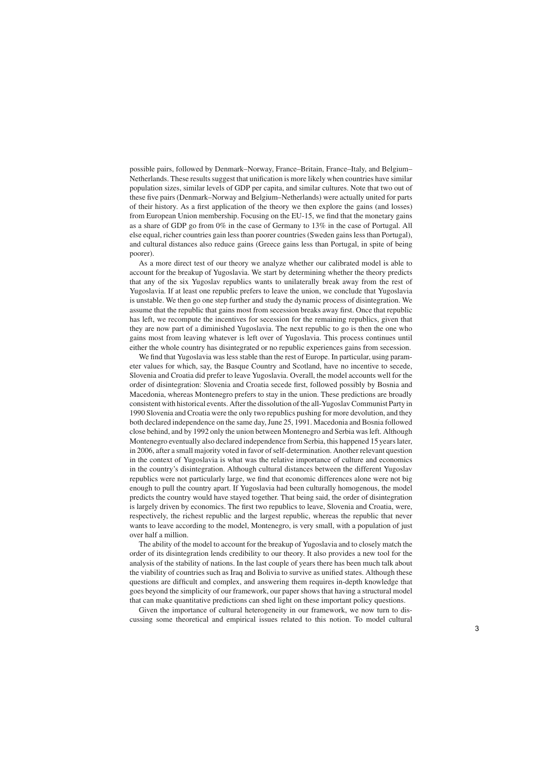possible pairs, followed by Denmark–Norway, France–Britain, France–Italy, and Belgium–Netherlands. These results suggest that unification is more likely when countries have similar population sizes, similar levels of GDP per capita, and similar cultures. Note that two out of these five pairs (Denmark–Norway and Belgium–Netherlands) were actually united for parts of their history. As a first application of the theory we then explore the gains (and losses) from European Union membership. Focusing on the EU-15, we find that the monetary gains as a share of GDP go from 0% in the case of Germany to 13% in the case of Portugal. All else equal, richer countries gain less than poorer countries (Sweden gains less than Portugal), and cultural distances also reduce gains (Greece gains less than Portugal, in spite of being poorer).

As a more direct test of our theory we analyze whether our calibrated model is able to account for the breakup of Yugoslavia. We start by determining whether the theory predicts that any of the six Yugoslav republics wants to unilaterally break away from the rest of Yugoslavia. If at least one republic prefers to leave the union, we conclude that Yugoslavia is unstable. We then go one step further and study the dynamic process of disintegration. We assume that the republic that gains most from secession breaks away first. Once that republic has left, we recompute the incentives for secession for the remaining republics, given that they are now part of a diminished Yugoslavia. The next republic to go is then the one who gains most from leaving whatever is left over of Yugoslavia. This process continues until either the whole country has disintegrated or no republic experiences gains from secession.

We find that Yugoslavia was less stable than the rest of Europe. In particular, using parameter values for which, say, the Basque Country and Scotland, have no incentive to secede, Slovenia and Croatia did prefer to leave Yugoslavia. Overall, the model accounts well for the order of disintegration: Slovenia and Croatia secede first, followed possibly by Bosnia and Macedonia, whereas Montenegro prefers to stay in the union. These predictions are broadly consistent with historical events. After the dissolution of the all-Yugoslav Communist Party in 1990 Slovenia and Croatia were the only two republics pushing for more devolution, and they both declared independence on the same day, June 25, 1991. Macedonia and Bosnia followed close behind, and by 1992 only the union between Montenegro and Serbia was left. Although Montenegro eventually also declared independence from Serbia, this happened 15 years later, in 2006, after a small majority voted in favor of self-determination. Another relevant question in the context of Yugoslavia is what was the relative importance of culture and economics in the country's disintegration. Although cultural distances between the different Yugoslav republics were not particularly large, we find that economic differences alone were not big enough to pull the country apart. If Yugoslavia had been culturally homogenous, the model predicts the country would have stayed together. That being said, the order of disintegration is largely driven by economics. The first two republics to leave, Slovenia and Croatia, were, respectively, the richest republic and the largest republic, whereas the republic that never wants to leave according to the model, Montenegro, is very small, with a population of just over half a million.

The ability of the model to account for the breakup of Yugoslavia and to closely match the order of its disintegration lends credibility to our theory. It also provides a new tool for the analysis of the stability of nations. In the last couple of years there has been much talk about the viability of countries such as Iraq and Bolivia to survive as unified states. Although these questions are difficult and complex, and answering them requires in-depth knowledge that goes beyond the simplicity of our framework, our paper shows that having a structural model that can make quantitative predictions can shed light on these important policy questions.

Given the importance of cultural heterogeneity in our framework, we now turn to discussing some theoretical and empirical issues related to this notion. To model cultural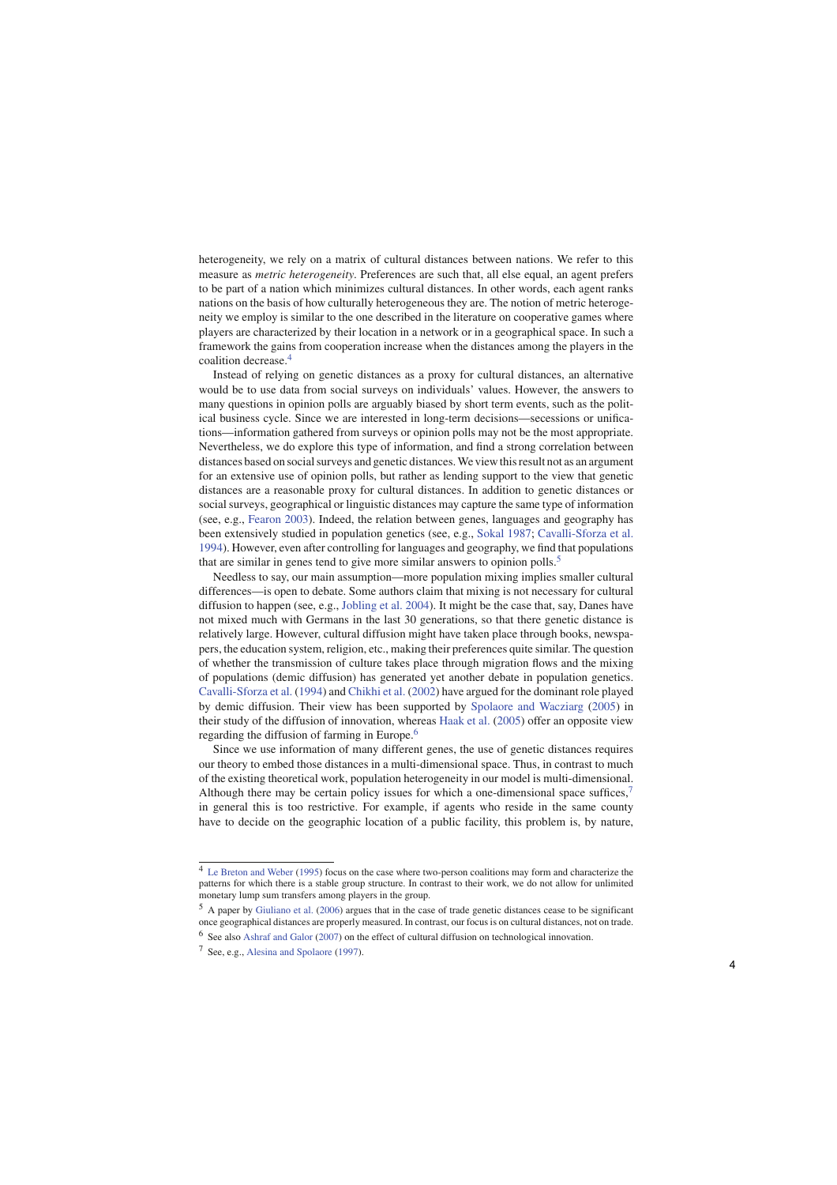heterogeneity, we rely on a matrix of cultural distances between nations. We refer to this measure as *metric heterogeneity*. Preferences are such that, all else equal, an agent prefers to be part of a nation which minimizes cultural distances. In other words, each agent ranks nations on the basis of how culturally heterogeneous they are. The notion of metric heterogeneity we employ is similar to the one described in the literature on cooperative games where players are characterized by their location in a network or in a geographical space. In such a framework the gains from cooperation increase when the distances among the players in the coalition decrease.[4]

Instead of relying on genetic distances as a proxy for cultural distances, an alternative would be to use data from social surveys on individuals' values. However, the answers to many questions in opinion polls are arguably biased by short term events, such as the political business cycle. Since we are interested in long-term decisions—secessions or unifications—information gathered from surveys or opinion polls may not be the most appropriate. Nevertheless, we do explore this type of information, and find a strong correlation between distances based on social surveys and genetic distances. We view this result not as an argument for an extensive use of opinion polls, but rather as lending support to the view that genetic distances are a reasonable proxy for cultural distances. In addition to genetic distances or social surveys, geographical or linguistic distances may capture the same type of information (see, e.g., Fearon 2003). Indeed, the relation between genes, languages and geography has been extensively studied in population genetics (see, e.g., Sokal 1987; Cavalli-Sforza et al. 1994). However, even after controlling for languages and geography, we find that populations that are similar in genes tend to give more similar answers to opinion polls.[5]

Needless to say, our main assumption—more population mixing implies smaller cultural differences—is open to debate. Some authors claim that mixing is not necessary for cultural diffusion to happen (see, e.g., Jobling et al. 2004). It might be the case that, say, Danes have not mixed much with Germans in the last 30 generations, so that there genetic distance is relatively large. However, cultural diffusion might have taken place through books, newspapers, the education system, religion, etc., making their preferences quite similar. The question of whether the transmission of culture takes place through migration flows and the mixing of populations (demic diffusion) has generated yet another debate in population genetics. Cavalli-Sforza et al. (1994) and Chikhi et al. (2002) have argued for the dominant role played by demic diffusion. Their view has been supported by Spolaore and Wacziarg (2005) in their study of the diffusion of innovation, whereas Haak et al. (2005) offer an opposite view regarding the diffusion of farming in Europe.[6]

Since we use information of many different genes, the use of genetic distances requires our theory to embed those distances in a multi-dimensional space. Thus, in contrast to much of the existing theoretical work, population heterogeneity in our model is multi-dimensional. Although there may be certain policy issues for which a one-dimensional space suffices,[7] in general this is too restrictive. For example, if agents who reside in the same county have to decide on the geographic location of a public facility, this problem is, by nature,

---

[4] Le Breton and Weber (1995) focus on the case where two-person coalitions may form and characterize the patterns for which there is a stable group structure. In contrast to their work, we do not allow for unlimited monetary lump sum transfers among players in the group.

[5] A paper by Giuliano et al. (2006) argues that in the case of trade genetic distances cease to be significant once geographical distances are properly measured. In contrast, our focus is on cultural distances, not on trade.

[6] See also Ashraf and Galor (2007) on the effect of cultural diffusion on technological innovation.

[7] See, e.g., Alesina and Spolaore (1997).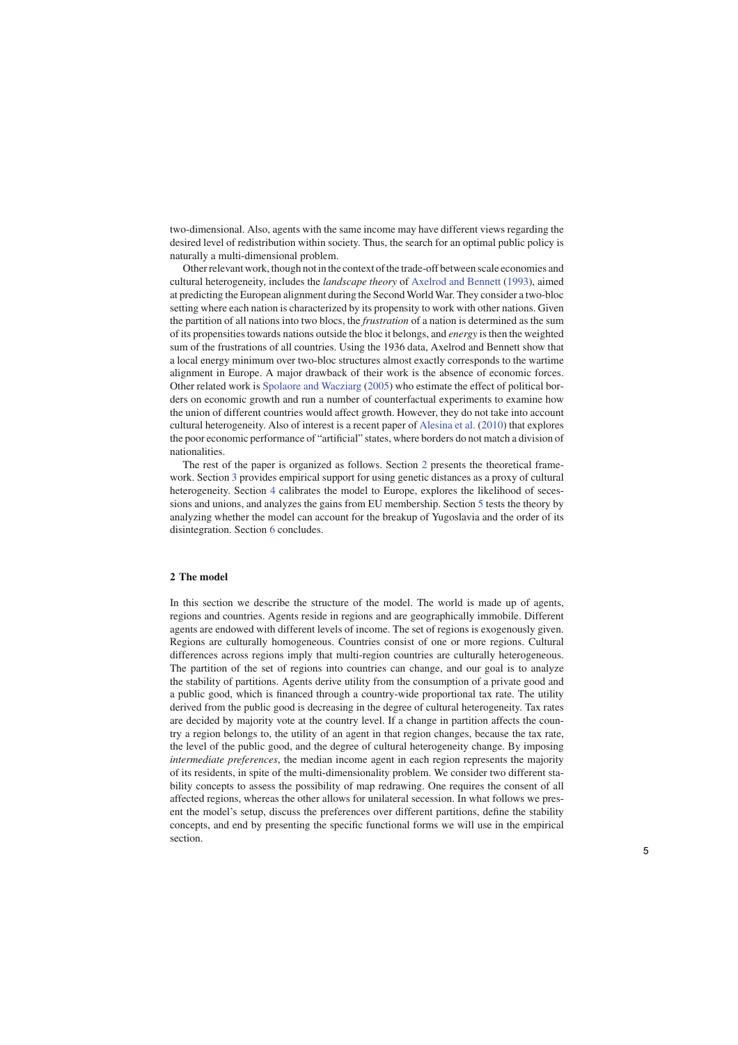two-dimensional. Also, agents with the same income may have different views regarding the desired level of redistribution within society. Thus, the search for an optimal public policy is naturally a multi-dimensional problem.

Other relevant work, though not in the context of the trade-off between scale economies and cultural heterogeneity, includes the *landscape theory* of Axelrod and Bennett (1993), aimed at predicting the European alignment during the Second World War. They consider a two-bloc setting where each nation is characterized by its propensity to work with other nations. Given the partition of all nations into two blocs, the *frustration* of a nation is determined as the sum of its propensities towards nations outside the bloc it belongs, and *energy* is then the weighted sum of the frustrations of all countries. Using the 1936 data, Axelrod and Bennett show that a local energy minimum over two-bloc structures almost exactly corresponds to the wartime alignment in Europe. A major drawback of their work is the absence of economic forces. Other related work is Spolaore and Wacziarg (2005) who estimate the effect of political borders on economic growth and run a number of counterfactual experiments to examine how the union of different countries would affect growth. However, they do not take into account cultural heterogeneity. Also of interest is a recent paper of Alesina et al. (2010) that explores the poor economic performance of "artificial" states, where borders do not match a division of nationalities.

The rest of the paper is organized as follows. Section 2 presents the theoretical framework. Section 3 provides empirical support for using genetic distances as a proxy of cultural heterogeneity. Section 4 calibrates the model to Europe, explores the likelihood of secessions and unions, and analyzes the gains from EU membership. Section 5 tests the theory by analyzing whether the model can account for the breakup of Yugoslavia and the order of its disintegration. Section 6 concludes.

## 2 The model

In this section we describe the structure of the model. The world is made up of agents, regions and countries. Agents reside in regions and are geographically immobile. Different agents are endowed with different levels of income. The set of regions is exogenously given. Regions are culturally homogeneous. Countries consist of one or more regions. Cultural differences across regions imply that multi-region countries are culturally heterogeneous. The partition of the set of regions into countries can change, and our goal is to analyze the stability of partitions. Agents derive utility from the consumption of a private good and a public good, which is financed through a country-wide proportional tax rate. The utility derived from the public good is decreasing in the degree of cultural heterogeneity. Tax rates are decided by majority vote at the country level. If a change in partition affects the country a region belongs to, the utility of an agent in that region changes, because the tax rate, the level of the public good, and the degree of cultural heterogeneity change. By imposing *intermediate preferences*, the median income agent in each region represents the majority of its residents, in spite of the multi-dimensionality problem. We consider two different stability concepts to assess the possibility of map redrawing. One requires the consent of all affected regions, whereas the other allows for unilateral secession. In what follows we present the model's setup, discuss the preferences over different partitions, define the stability concepts, and end by presenting the specific functional forms we will use in the empirical section.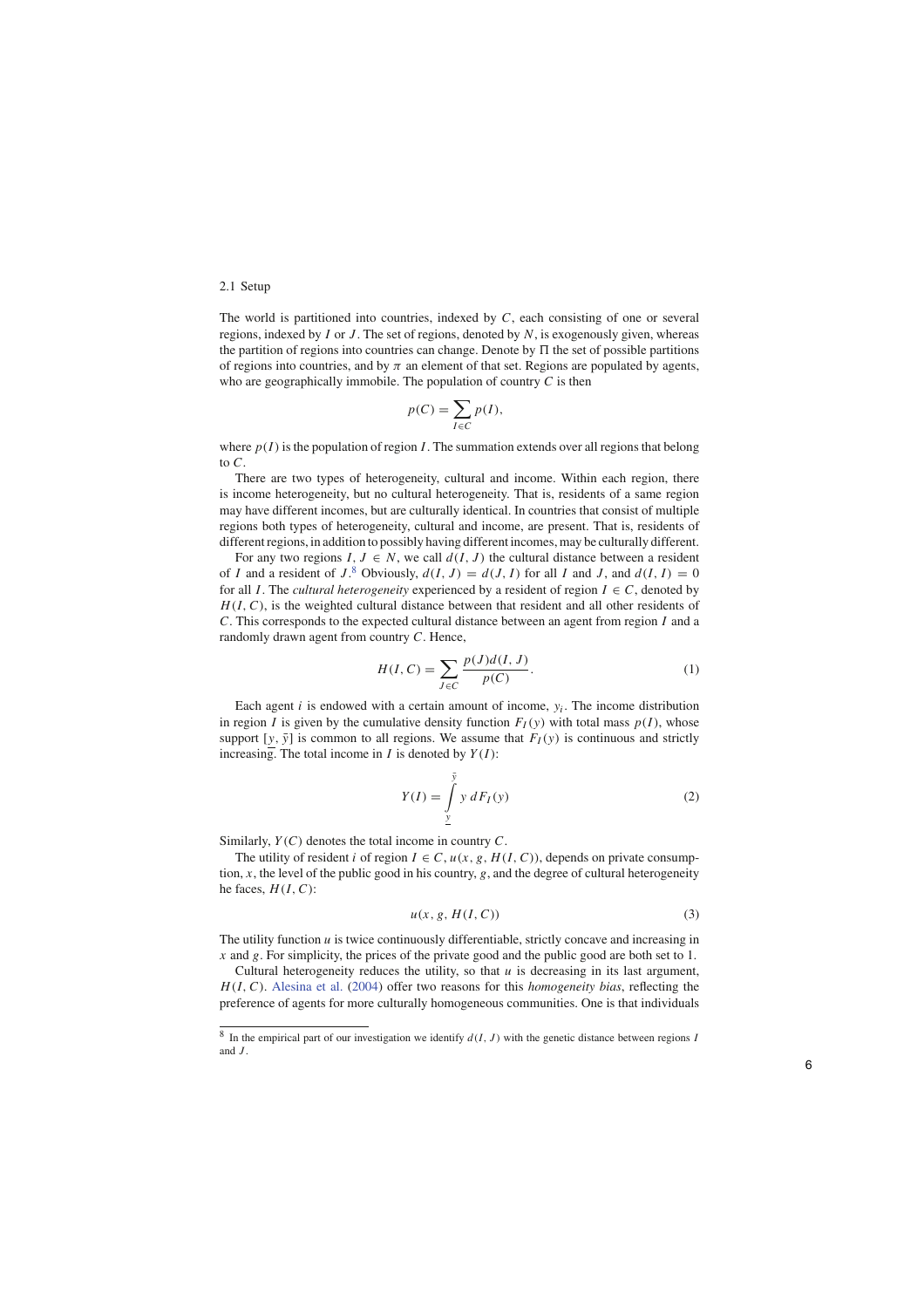## 2.1 Setup

The world is partitioned into countries, indexed by $C$, each consisting of one or several regions, indexed by $I$ or $J$. The set of regions, denoted by $N$, is exogenously given, whereas the partition of regions into countries can change. Denote by $\Pi$ the set of possible partitions of regions into countries, and by $\pi$ an element of that set. Regions are populated by agents, who are geographically immobile. The population of country $C$ is then

$$p(C) = \sum_{I \in C} p(I),$$

where $p(I)$ is the population of region $I$. The summation extends over all regions that belong to $C$.

There are two types of heterogeneity, cultural and income. Within each region, there is income heterogeneity, but no cultural heterogeneity. That is, residents of a same region may have different incomes, but are culturally identical. In countries that consist of multiple regions both types of heterogeneity, cultural and income, are present. That is, residents of different regions, in addition to possibly having different incomes, may be culturally different.

For any two regions $I, J \in N$, we call $d(I, J)$ the cultural distance between a resident of $I$ and a resident of $J$.[8] Obviously, $d(I, J) = d(J, I)$ for all $I$ and $J$, and $d(I, I) = 0$ for all $I$. The *cultural heterogeneity* experienced by a resident of region $I \in C$, denoted by $H(I, C)$, is the weighted cultural distance between that resident and all other residents of $C$. This corresponds to the expected cultural distance between an agent from region $I$ and a randomly drawn agent from country $C$. Hence,

$$H(I, C) = \sum_{J \in C} \frac{p(J) d(I, J)}{p(C)}. \tag{1}$$

Each agent $i$ is endowed with a certain amount of income, $y_i$. The income distribution in region $I$ is given by the cumulative density function $F_I(y)$ with total mass $p(I)$, whose support $[\underline{y}, \bar{y}]$ is common to all regions. We assume that $F_I(y)$ is continuous and strictly increasing. The total income in $I$ is denoted by $Y(I)$:

$$Y(I) = \int_{\underline{y}}^{\bar{y}} y \, dF_I(y) \tag{2}$$

Similarly, $Y(C)$ denotes the total income in country $C$.

The utility of resident $i$ of region $I \in C$, $u(x, g, H(I, C))$, depends on private consumption, $x$, the level of the public good in his country, $g$, and the degree of cultural heterogeneity he faces, $H(I, C)$:

$$u(x, g, H(I, C)) \tag{3}$$

The utility function $u$ is twice continuously differentiable, strictly concave and increasing in $x$ and $g$. For simplicity, the prices of the private good and the public good are both set to 1.

Cultural heterogeneity reduces the utility, so that $u$ is decreasing in its last argument, $H(I, C)$. Alesina et al. (2004) offer two reasons for this *homogeneity bias*, reflecting the preference of agents for more culturally homogeneous communities. One is that individuals

[8] In the empirical part of our investigation we identify $d(I, J)$ with the genetic distance between regions $I$ and $J$.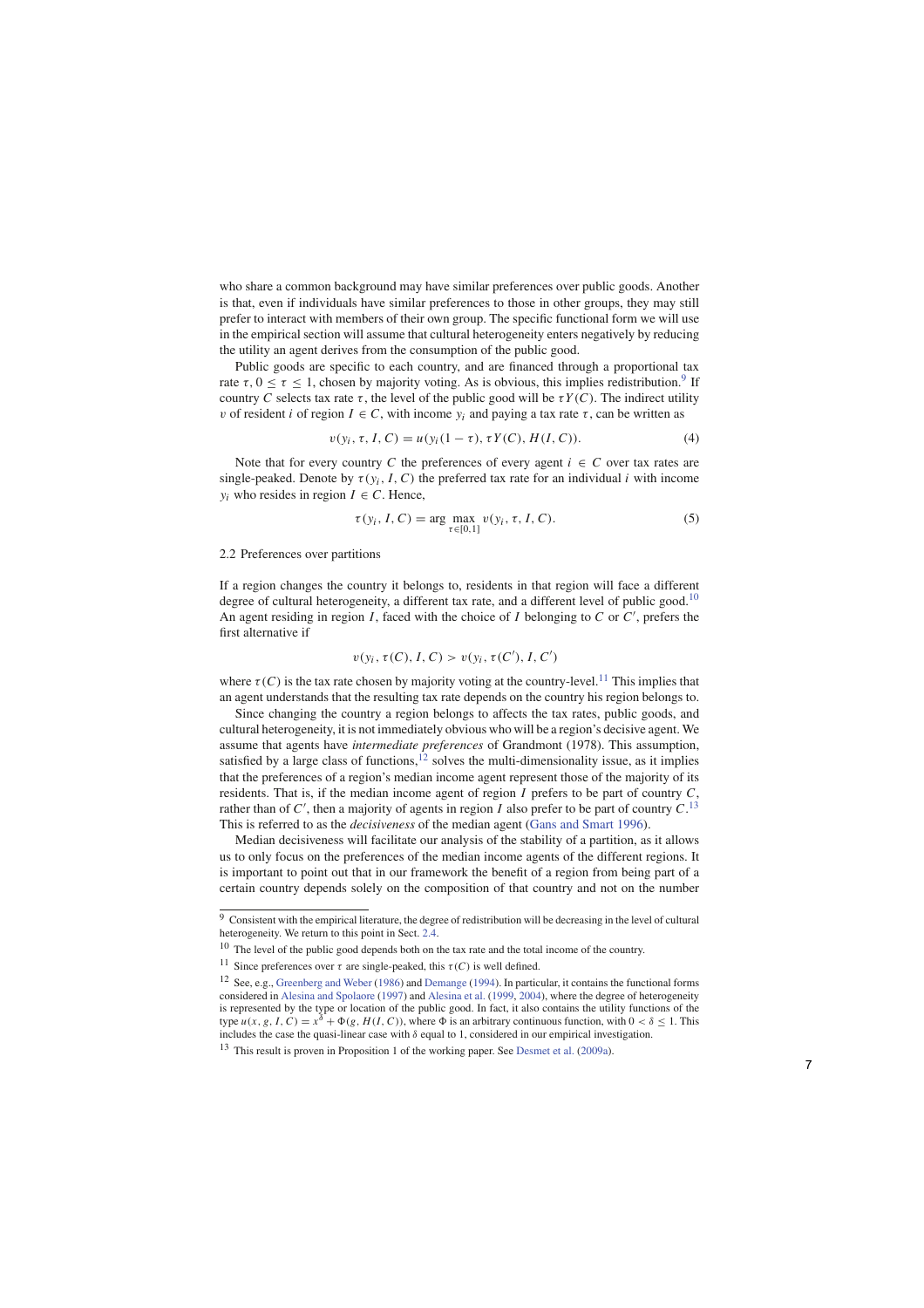who share a common background may have similar preferences over public goods. Another is that, even if individuals have similar preferences to those in other groups, they may still prefer to interact with members of their own group. The specific functional form we will use in the empirical section will assume that cultural heterogeneity enters negatively by reducing the utility an agent derives from the consumption of the public good.

Public goods are specific to each country, and are financed through a proportional tax rate $\tau$, $0 \leq \tau \leq 1$, chosen by majority voting. As is obvious, this implies redistribution.[9] If country $C$ selects tax rate $\tau$, the level of the public good will be $\tau Y(C)$. The indirect utility $v$ of resident $i$ of region $I \in C$, with income $y_i$ and paying a tax rate $\tau$, can be written as

$$v(y_i, \tau, I, C) = u(y_i(1 - \tau), \tau Y(C), H(I, C)). \tag{4}$$

Note that for every country $C$ the preferences of every agent $i \in C$ over tax rates are single-peaked. Denote by $\tau(y_i, I, C)$ the preferred tax rate for an individual $i$ with income $y_i$ who resides in region $I \in C$. Hence,

$$\tau(y_i, I, C) = \arg \max_{\tau \in [0,1]} v(y_i, \tau, I, C). \tag{5}$$

## 2.2 Preferences over partitions

If a region changes the country it belongs to, residents in that region will face a different degree of cultural heterogeneity, a different tax rate, and a different level of public good.[10] An agent residing in region $I$, faced with the choice of $I$ belonging to $C$ or $C'$, prefers the first alternative if

$$v(y_i, \tau(C), I, C) > v(y_i, \tau(C'), I, C')$$

where $\tau(C)$ is the tax rate chosen by majority voting at the country-level.[11] This implies that an agent understands that the resulting tax rate depends on the country his region belongs to.

Since changing the country a region belongs to affects the tax rates, public goods, and cultural heterogeneity, it is not immediately obvious who will be a region's decisive agent. We assume that agents have *intermediate preferences* of Grandmont (1978). This assumption, satisfied by a large class of functions,[12] solves the multi-dimensionality issue, as it implies that the preferences of a region's median income agent represent those of the majority of its residents. That is, if the median income agent of region $I$ prefers to be part of country $C$, rather than of $C'$, then a majority of agents in region $I$ also prefer to be part of country $C$.[13] This is referred to as the *decisiveness* of the median agent (Gans and Smart 1996).

Median decisiveness will facilitate our analysis of the stability of a partition, as it allows us to only focus on the preferences of the median income agents of the different regions. It is important to point out that in our framework the benefit of a region from being part of a certain country depends solely on the composition of that country and not on the number

---

[9] Consistent with the empirical literature, the degree of redistribution will be decreasing in the level of cultural heterogeneity. We return to this point in Sect. 2.4.

[10] The level of the public good depends both on the tax rate and the total income of the country.

[11] Since preferences over $\tau$ are single-peaked, this $\tau(C)$ is well defined.

[12] See, e.g., Greenberg and Weber (1986) and Demange (1994). In particular, it contains the functional forms considered in Alesina and Spolaore (1997) and Alesina et al. (1999, 2004), where the degree of heterogeneity is represented by the type or location of the public good. In fact, it also contains the utility functions of the type $u(x, g, I, C) = x^{\delta} + \Phi(g, H(I, C))$, where $\Phi$ is an arbitrary continuous function, with $0 < \delta \leq 1$. This includes the case the quasi-linear case with $\delta$ equal to 1, considered in our empirical investigation.

[13] This result is proven in Proposition 1 of the working paper. See Desmet et al. (2009a).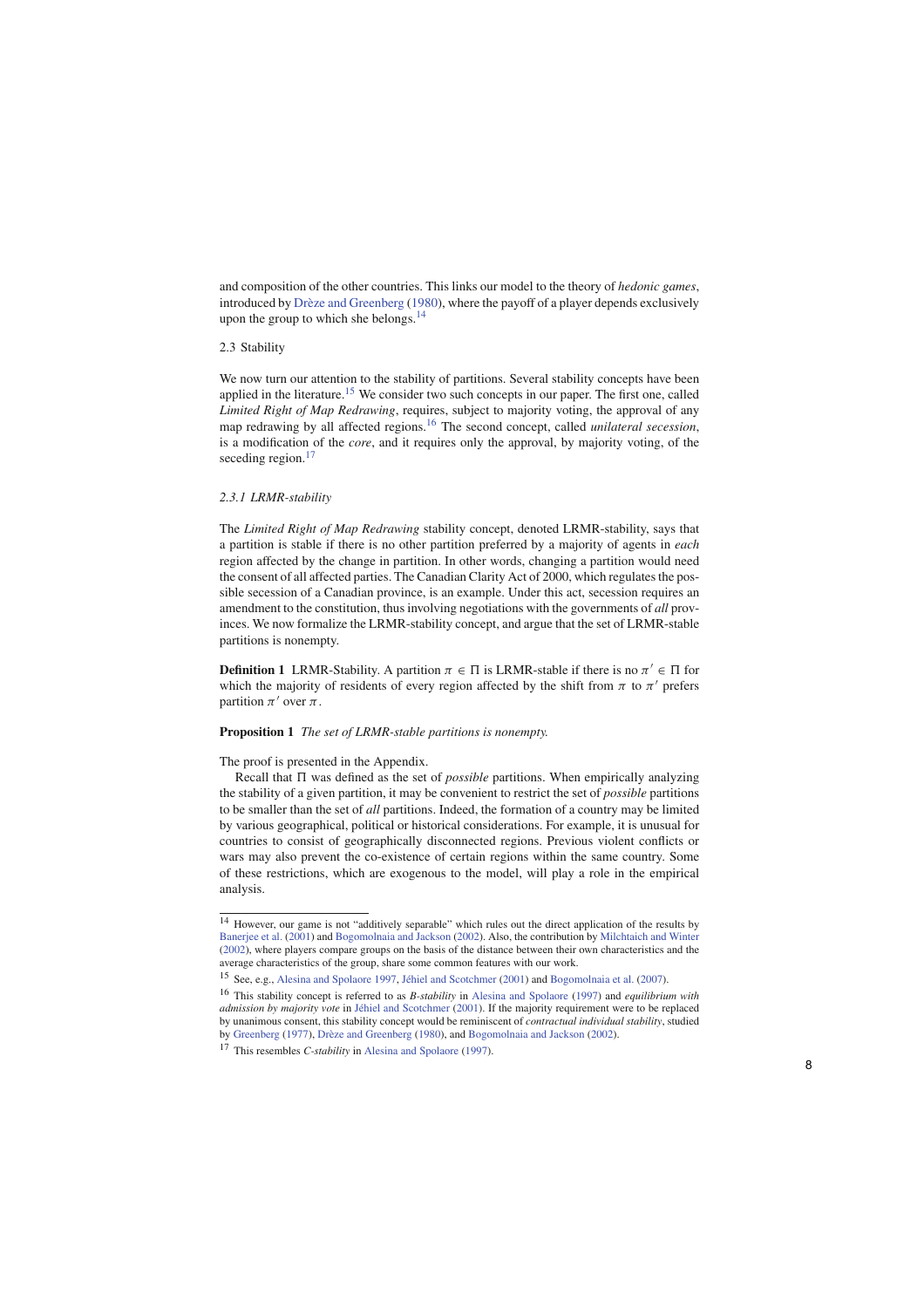and composition of the other countries. This links our model to the theory of *hedonic games*, introduced by Drèze and Greenberg (1980), where the payoff of a player depends exclusively upon the group to which she belongs.[14]

## 2.3 Stability

We now turn our attention to the stability of partitions. Several stability concepts have been applied in the literature.[15] We consider two such concepts in our paper. The first one, called *Limited Right of Map Redrawing*, requires, subject to majority voting, the approval of any map redrawing by all affected regions.[16] The second concept, called *unilateral secession*, is a modification of the *core*, and it requires only the approval, by majority voting, of the seceding region.[17]

### 2.3.1 LRMR-stability

The *Limited Right of Map Redrawing* stability concept, denoted LRMR-stability, says that a partition is stable if there is no other partition preferred by a majority of agents in *each* region affected by the change in partition. In other words, changing a partition would need the consent of all affected parties. The Canadian Clarity Act of 2000, which regulates the possible secession of a Canadian province, is an example. Under this act, secession requires an amendment to the constitution, thus involving negotiations with the governments of *all* provinces. We now formalize the LRMR-stability concept, and argue that the set of LRMR-stable partitions is nonempty.

**Definition 1** LRMR-Stability. A partition $\pi \in \Pi$ is LRMR-stable if there is no $\pi' \in \Pi$ for which the majority of residents of every region affected by the shift from $\pi$ to $\pi'$ prefers partition $\pi'$ over $\pi$.

**Proposition 1** *The set of LRMR-stable partitions is nonempty.*

The proof is presented in the Appendix.

Recall that $\Pi$ was defined as the set of *possible* partitions. When empirically analyzing the stability of a given partition, it may be convenient to restrict the set of *possible* partitions to be smaller than the set of *all* partitions. Indeed, the formation of a country may be limited by various geographical, political or historical considerations. For example, it is unusual for countries to consist of geographically disconnected regions. Previous violent conflicts or wars may also prevent the co-existence of certain regions within the same country. Some of these restrictions, which are exogenous to the model, will play a role in the empirical analysis.

---

[14] However, our game is not "additively separable" which rules out the direct application of the results by Banerjee et al. (2001) and Bogomolnaia and Jackson (2002). Also, the contribution by Milchtaich and Winter (2002), where players compare groups on the basis of the distance between their own characteristics and the average characteristics of the group, share some common features with our work.

[15] See, e.g., Alesina and Spolaore 1997, Jéhiel and Scotchmer (2001) and Bogomolnaia et al. (2007).

[16] This stability concept is referred to as *B-stability* in Alesina and Spolaore (1997) and *equilibrium with admission by majority vote* in Jéhiel and Scotchmer (2001). If the majority requirement were to be replaced by unanimous consent, this stability concept would be reminiscent of *contractual individual stability*, studied by Greenberg (1977), Drèze and Greenberg (1980), and Bogomolnaia and Jackson (2002).

[17] This resembles *C-stability* in Alesina and Spolaore (1997).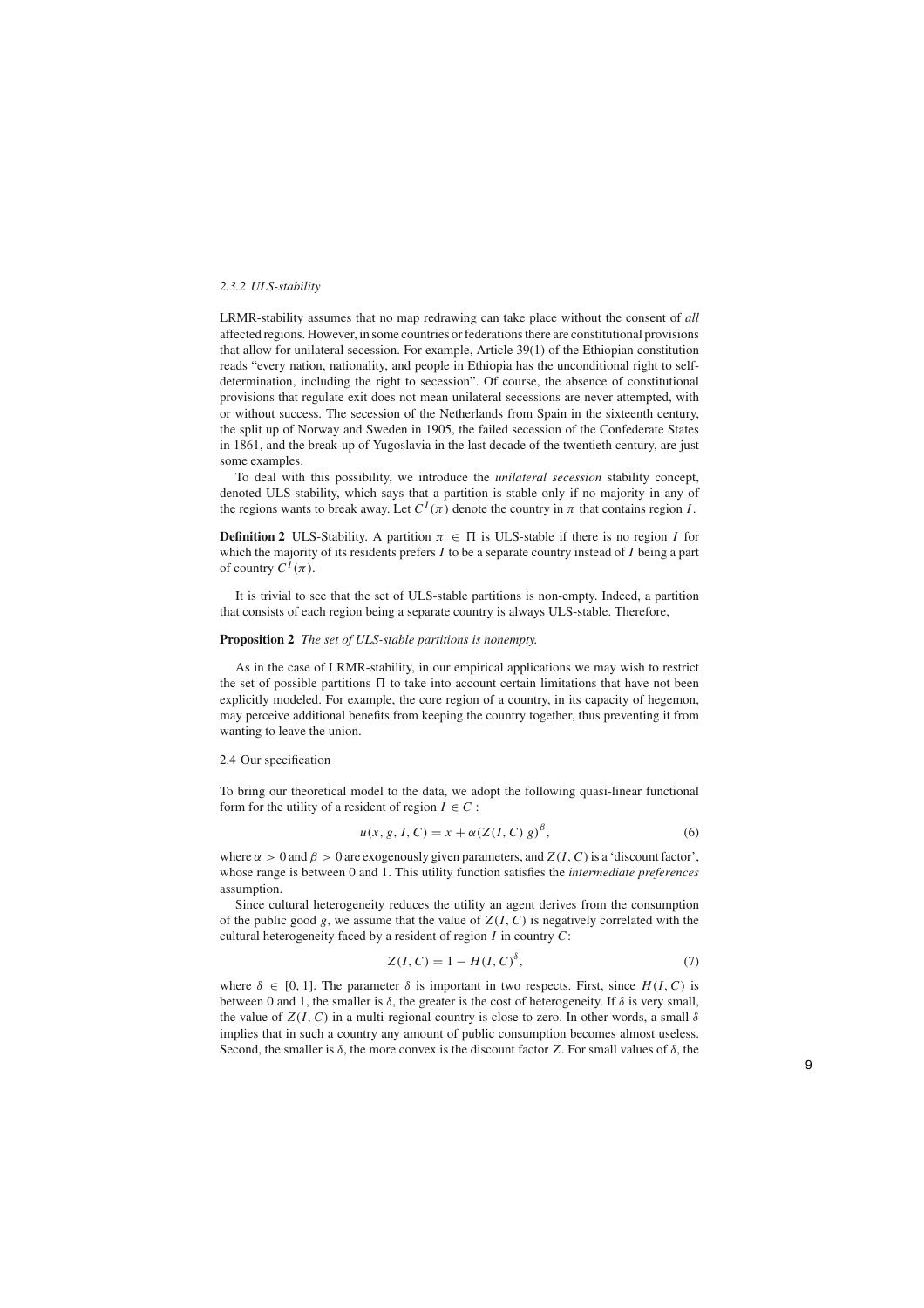### 2.3.2 *ULS-stability*

LRMR-stability assumes that no map redrawing can take place without the consent of *all* affected regions. However, in some countries or federations there are constitutional provisions that allow for unilateral secession. For example, Article 39(1) of the Ethiopian constitution reads "every nation, nationality, and people in Ethiopia has the unconditional right to self-determination, including the right to secession". Of course, the absence of constitutional provisions that regulate exit does not mean unilateral secessions are never attempted, with or without success. The secession of the Netherlands from Spain in the sixteenth century, the split up of Norway and Sweden in 1905, the failed secession of the Confederate States in 1861, and the break-up of Yugoslavia in the last decade of the twentieth century, are just some examples.

To deal with this possibility, we introduce the *unilateral secession* stability concept, denoted ULS-stability, which says that a partition is stable only if no majority in any of the regions wants to break away. Let $C^I(\pi)$ denote the country in $\pi$ that contains region $I$.

**Definition 2** ULS-Stability. A partition $\pi \in \Pi$ is ULS-stable if there is no region $I$ for which the majority of its residents prefers $I$ to be a separate country instead of $I$ being a part of country $C^I(\pi)$.

It is trivial to see that the set of ULS-stable partitions is non-empty. Indeed, a partition that consists of each region being a separate country is always ULS-stable. Therefore,

**Proposition 2** *The set of ULS-stable partitions is nonempty.*

As in the case of LRMR-stability, in our empirical applications we may wish to restrict the set of possible partitions $\Pi$ to take into account certain limitations that have not been explicitly modeled. For example, the core region of a country, in its capacity of hegemon, may perceive additional benefits from keeping the country together, thus preventing it from wanting to leave the union.

## 2.4 Our specification

To bring our theoretical model to the data, we adopt the following quasi-linear functional form for the utility of a resident of region $I \in C$ :

$$u(x, g, I, C) = x + \alpha(Z(I, C)\, g)^{\beta}, \tag{6}$$

where $\alpha > 0$ and $\beta > 0$ are exogenously given parameters, and $Z(I, C)$ is a 'discount factor', whose range is between 0 and 1. This utility function satisfies the *intermediate preferences* assumption.

Since cultural heterogeneity reduces the utility an agent derives from the consumption of the public good $g$, we assume that the value of $Z(I, C)$ is negatively correlated with the cultural heterogeneity faced by a resident of region $I$ in country $C$:

$$Z(I, C) = 1 - H(I, C)^{\delta}, \tag{7}$$

where $\delta \in [0, 1]$. The parameter $\delta$ is important in two respects. First, since $H(I, C)$ is between 0 and 1, the smaller is $\delta$, the greater is the cost of heterogeneity. If $\delta$ is very small, the value of $Z(I, C)$ in a multi-regional country is close to zero. In other words, a small $\delta$ implies that in such a country any amount of public consumption becomes almost useless. Second, the smaller is $\delta$, the more convex is the discount factor $Z$. For small values of $\delta$, the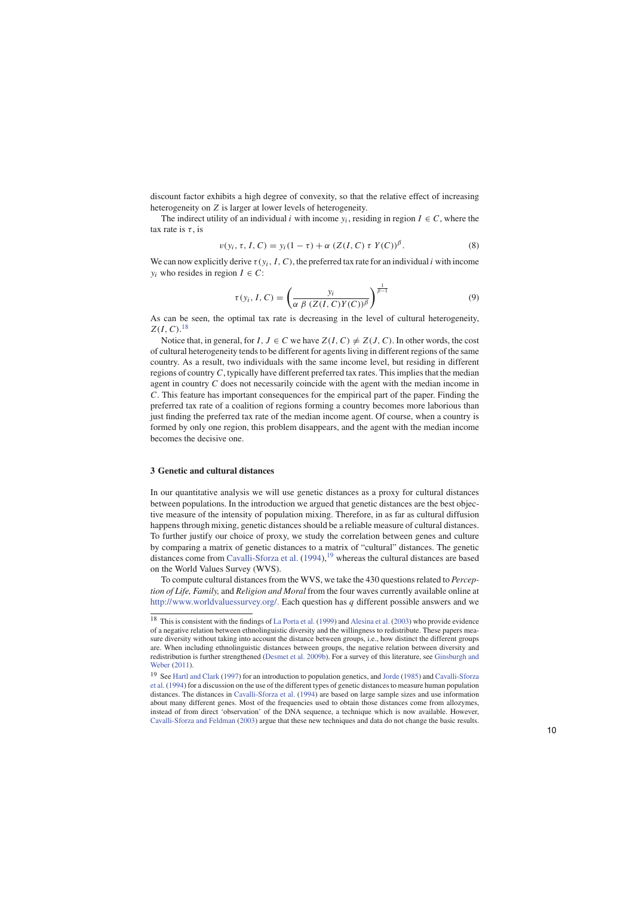discount factor exhibits a high degree of convexity, so that the relative effect of increasing heterogeneity on $Z$ is larger at lower levels of heterogeneity.

The indirect utility of an individual $i$ with income $y_i$, residing in region $I \in C$, where the tax rate is $\tau$, is

$$v(y_i, \tau, I, C) = y_i(1 - \tau) + \alpha \, (Z(I, C) \, \tau \, Y(C))^{\beta}. \tag{8}$$

We can now explicitly derive $\tau(y_i, I, C)$, the preferred tax rate for an individual $i$ with income $y_i$ who resides in region $I \in C$:

$$\tau(y_i, I, C) = \left( \frac{y_i}{\alpha \, \beta \, (Z(I, C) Y(C))^{\beta}} \right)^{\frac{1}{\beta - 1}} \tag{9}$$

As can be seen, the optimal tax rate is decreasing in the level of cultural heterogeneity, $Z(I, C)$.[18]

Notice that, in general, for $I, J \in C$ we have $Z(I, C) \neq Z(J, C)$. In other words, the cost of cultural heterogeneity tends to be different for agents living in different regions of the same country. As a result, two individuals with the same income level, but residing in different regions of country $C$, typically have different preferred tax rates. This implies that the median agent in country $C$ does not necessarily coincide with the agent with the median income in $C$. This feature has important consequences for the empirical part of the paper. Finding the preferred tax rate of a coalition of regions forming a country becomes more laborious than just finding the preferred tax rate of the median income agent. Of course, when a country is formed by only one region, this problem disappears, and the agent with the median income becomes the decisive one.

## 3 Genetic and cultural distances

In our quantitative analysis we will use genetic distances as a proxy for cultural distances between populations. In the introduction we argued that genetic distances are the best objective measure of the intensity of population mixing. Therefore, in as far as cultural diffusion happens through mixing, genetic distances should be a reliable measure of cultural distances. To further justify our choice of proxy, we study the correlation between genes and culture by comparing a matrix of genetic distances to a matrix of "cultural" distances. The genetic distances come from Cavalli-Sforza et al. (1994),[19] whereas the cultural distances are based on the World Values Survey (WVS).

To compute cultural distances from the WVS, we take the 430 questions related to *Perception of Life, Family,* and *Religion and Moral* from the four waves currently available online at http://www.worldvaluessurvey.org/. Each question has $q$ different possible answers and we

---

[18] This is consistent with the findings of La Porta et al. (1999) and Alesina et al. (2003) who provide evidence of a negative relation between ethnolinguistic diversity and the willingness to redistribute. These papers measure diversity without taking into account the distance between groups, i.e., how distinct the different groups are. When including ethnolinguistic distances between groups, the negative relation between diversity and redistribution is further strengthened (Desmet et al. 2009b). For a survey of this literature, see Ginsburgh and Weber (2011).

[19] See Hartl and Clark (1997) for an introduction to population genetics, and Jorde (1985) and Cavalli-Sforza et al. (1994) for a discussion on the use of the different types of genetic distances to measure human population distances. The distances in Cavalli-Sforza et al. (1994) are based on large sample sizes and use information about many different genes. Most of the frequencies used to obtain those distances come from allozymes, instead of from direct 'observation' of the DNA sequence, a technique which is now available. However, Cavalli-Sforza and Feldman (2003) argue that these new techniques and data do not change the basic results.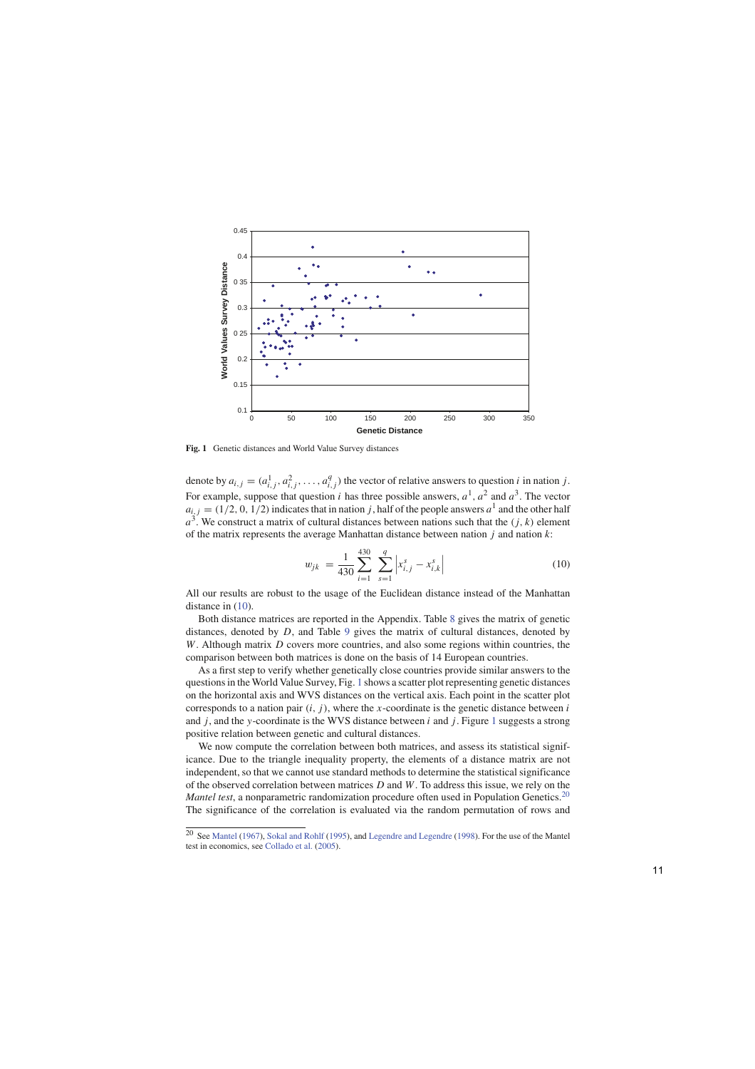Fig. 1 Genetic distances and World Value Survey distances

denote by $a_{i,j} = (a^1_{i,j}, a^2_{i,j}, \ldots, a^q_{i,j})$ the vector of relative answers to question $i$ in nation $j$. For example, suppose that question $i$ has three possible answers, $a^1$, $a^2$ and $a^3$. The vector $a_{i,j} = (1/2, 0, 1/2)$ indicates that in nation $j$, half of the people answers $a^1$ and the other half $a^3$. We construct a matrix of cultural distances between nations such that the $(j, k)$ element of the matrix represents the average Manhattan distance between nation $j$ and nation $k$:

$$w_{jk} = \frac{1}{430} \sum_{i=1}^{430} \sum_{s=1}^{q} \left| x^s_{i,j} - x^s_{i,k} \right| \tag{10}$$

All our results are robust to the usage of the Euclidean distance instead of the Manhattan distance in (10).

Both distance matrices are reported in the Appendix. Table 8 gives the matrix of genetic distances, denoted by $D$, and Table 9 gives the matrix of cultural distances, denoted by $W$. Although matrix $D$ covers more countries, and also some regions within countries, the comparison between both matrices is done on the basis of 14 European countries.

As a first step to verify whether genetically close countries provide similar answers to the questions in the World Value Survey, Fig. 1 shows a scatter plot representing genetic distances on the horizontal axis and WVS distances on the vertical axis. Each point in the scatter plot corresponds to a nation pair $(i, j)$, where the $x$-coordinate is the genetic distance between $i$ and $j$, and the $y$-coordinate is the WVS distance between $i$ and $j$. Figure 1 suggests a strong positive relation between genetic and cultural distances.

We now compute the correlation between both matrices, and assess its statistical significance. Due to the triangle inequality property, the elements of a distance matrix are not independent, so that we cannot use standard methods to determine the statistical significance of the observed correlation between matrices $D$ and $W$. To address this issue, we rely on the *Mantel test*, a nonparametric randomization procedure often used in Population Genetics.[20] The significance of the correlation is evaluated via the random permutation of rows and

[20] See Mantel (1967), Sokal and Rohlf (1995), and Legendre and Legendre (1998). For the use of the Mantel test in economics, see Collado et al. (2005).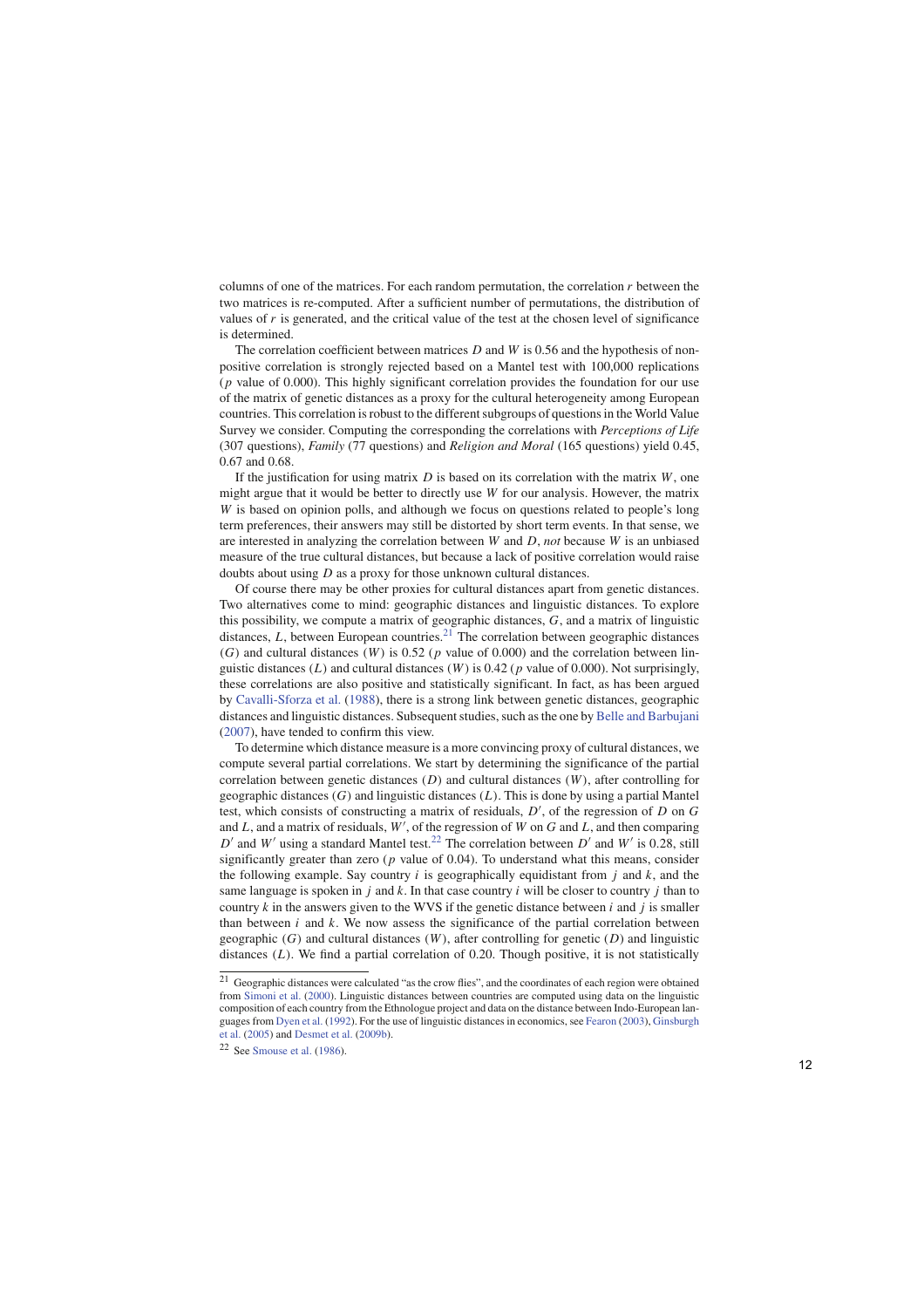columns of one of the matrices. For each random permutation, the correlation $r$ between the two matrices is re-computed. After a sufficient number of permutations, the distribution of values of $r$ is generated, and the critical value of the test at the chosen level of significance is determined.

The correlation coefficient between matrices $D$ and $W$ is 0.56 and the hypothesis of non-positive correlation is strongly rejected based on a Mantel test with 100,000 replications ($p$ value of 0.000). This highly significant correlation provides the foundation for our use of the matrix of genetic distances as a proxy for the cultural heterogeneity among European countries. This correlation is robust to the different subgroups of questions in the World Value Survey we consider. Computing the corresponding the correlations with *Perceptions of Life* (307 questions), *Family* (77 questions) and *Religion and Moral* (165 questions) yield 0.45, 0.67 and 0.68.

If the justification for using matrix $D$ is based on its correlation with the matrix $W$, one might argue that it would be better to directly use $W$ for our analysis. However, the matrix $W$ is based on opinion polls, and although we focus on questions related to people's long term preferences, their answers may still be distorted by short term events. In that sense, we are interested in analyzing the correlation between $W$ and $D$, *not* because $W$ is an unbiased measure of the true cultural distances, but because a lack of positive correlation would raise doubts about using $D$ as a proxy for those unknown cultural distances.

Of course there may be other proxies for cultural distances apart from genetic distances. Two alternatives come to mind: geographic distances and linguistic distances. To explore this possibility, we compute a matrix of geographic distances, $G$, and a matrix of linguistic distances, $L$, between European countries.[21] The correlation between geographic distances ($G$) and cultural distances ($W$) is 0.52 ($p$ value of 0.000) and the correlation between linguistic distances ($L$) and cultural distances ($W$) is 0.42 ($p$ value of 0.000). Not surprisingly, these correlations are also positive and statistically significant. In fact, as has been argued by Cavalli-Sforza et al. (1988), there is a strong link between genetic distances, geographic distances and linguistic distances. Subsequent studies, such as the one by Belle and Barbujani (2007), have tended to confirm this view.

To determine which distance measure is a more convincing proxy of cultural distances, we compute several partial correlations. We start by determining the significance of the partial correlation between genetic distances ($D$) and cultural distances ($W$), after controlling for geographic distances ($G$) and linguistic distances ($L$). This is done by using a partial Mantel test, which consists of constructing a matrix of residuals, $D'$, of the regression of $D$ on $G$ and $L$, and a matrix of residuals, $W'$, of the regression of $W$ on $G$ and $L$, and then comparing $D'$ and $W'$ using a standard Mantel test.[22] The correlation between $D'$ and $W'$ is 0.28, still significantly greater than zero ($p$ value of 0.04). To understand what this means, consider the following example. Say country $i$ is geographically equidistant from $j$ and $k$, and the same language is spoken in $j$ and $k$. In that case country $i$ will be closer to country $j$ than to country $k$ in the answers given to the WVS if the genetic distance between $i$ and $j$ is smaller than between $i$ and $k$. We now assess the significance of the partial correlation between geographic ($G$) and cultural distances ($W$), after controlling for genetic ($D$) and linguistic distances ($L$). We find a partial correlation of 0.20. Though positive, it is not statistically

---

[21] Geographic distances were calculated "as the crow flies", and the coordinates of each region were obtained from Simoni et al. (2000). Linguistic distances between countries are computed using data on the linguistic composition of each country from the Ethnologue project and data on the distance between Indo-European languages from Dyen et al. (1992). For the use of linguistic distances in economics, see Fearon (2003), Ginsburgh et al. (2005) and Desmet et al. (2009b).

[22] See Smouse et al. (1986).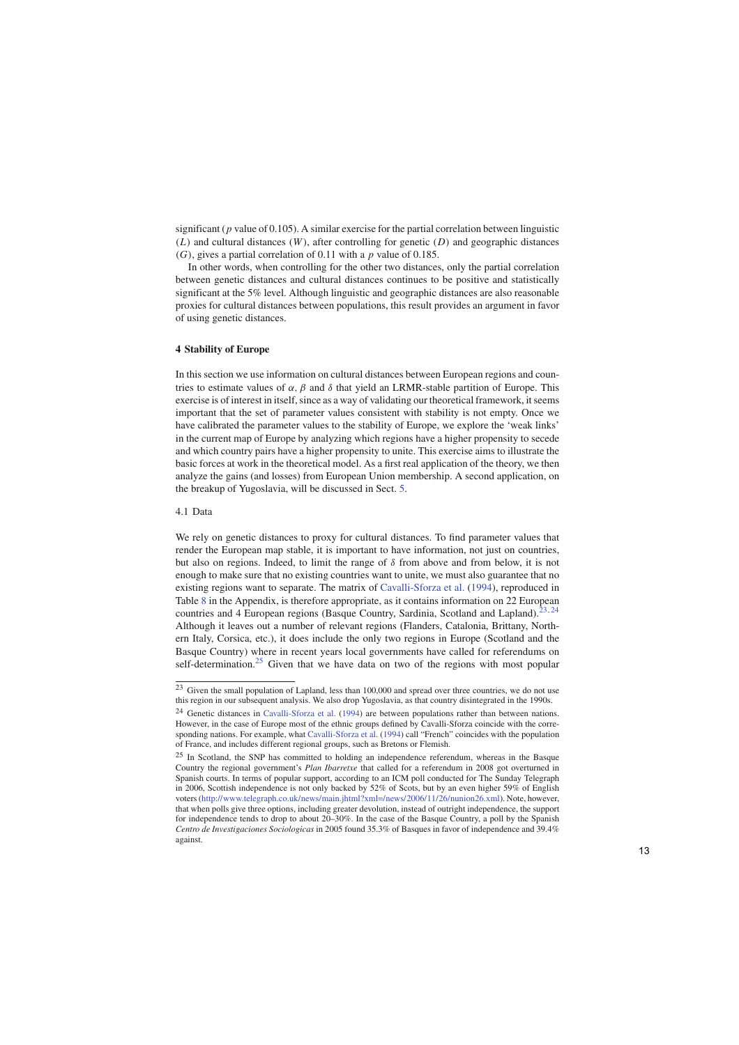significant ($p$ value of 0.105). A similar exercise for the partial correlation between linguistic ($L$) and cultural distances ($W$), after controlling for genetic ($D$) and geographic distances ($G$), gives a partial correlation of 0.11 with a $p$ value of 0.185.

In other words, when controlling for the other two distances, only the partial correlation between genetic distances and cultural distances continues to be positive and statistically significant at the 5% level. Although linguistic and geographic distances are also reasonable proxies for cultural distances between populations, this result provides an argument in favor of using genetic distances.

## 4 Stability of Europe

In this section we use information on cultural distances between European regions and countries to estimate values of $\alpha$, $\beta$ and $\delta$ that yield an LRMR-stable partition of Europe. This exercise is of interest in itself, since as a way of validating our theoretical framework, it seems important that the set of parameter values consistent with stability is not empty. Once we have calibrated the parameter values to the stability of Europe, we explore the 'weak links' in the current map of Europe by analyzing which regions have a higher propensity to secede and which country pairs have a higher propensity to unite. This exercise aims to illustrate the basic forces at work in the theoretical model. As a first real application of the theory, we then analyze the gains (and losses) from European Union membership. A second application, on the breakup of Yugoslavia, will be discussed in Sect. 5.

### 4.1 Data

We rely on genetic distances to proxy for cultural distances. To find parameter values that render the European map stable, it is important to have information, not just on countries, but also on regions. Indeed, to limit the range of $\delta$ from above and from below, it is not enough to make sure that no existing countries want to unite, we must also guarantee that no existing regions want to separate. The matrix of Cavalli-Sforza et al. (1994), reproduced in Table 8 in the Appendix, is therefore appropriate, as it contains information on 22 European countries and 4 European regions (Basque Country, Sardinia, Scotland and Lapland).[23,24] Although it leaves out a number of relevant regions (Flanders, Catalonia, Brittany, Northern Italy, Corsica, etc.), it does include the only two regions in Europe (Scotland and the Basque Country) where in recent years local governments have called for referendums on self-determination.[25] Given that we have data on two of the regions with most popular

---

[23] Given the small population of Lapland, less than 100,000 and spread over three countries, we do not use this region in our subsequent analysis. We also drop Yugoslavia, as that country disintegrated in the 1990s.

[24] Genetic distances in Cavalli-Sforza et al. (1994) are between populations rather than between nations. However, in the case of Europe most of the ethnic groups defined by Cavalli-Sforza coincide with the corresponding nations. For example, what Cavalli-Sforza et al. (1994) call "French" coincides with the population of France, and includes different regional groups, such as Bretons or Flemish.

[25] In Scotland, the SNP has committed to holding an independence referendum, whereas in the Basque Country the regional government's *Plan Ibarretxe* that called for a referendum in 2008 got overturned in Spanish courts. In terms of popular support, according to an ICM poll conducted for The Sunday Telegraph in 2006, Scottish independence is not only backed by 52% of Scots, but by an even higher 59% of English voters (http://www.telegraph.co.uk/news/main.jhtml?xml=/news/2006/11/26/nunion26.xml). Note, however, that when polls give three options, including greater devolution, instead of outright independence, the support for independence tends to drop to about 20–30%. In the case of the Basque Country, a poll by the Spanish *Centro de Investigaciones Sociologicas* in 2005 found 35.3% of Basques in favor of independence and 39.4% against.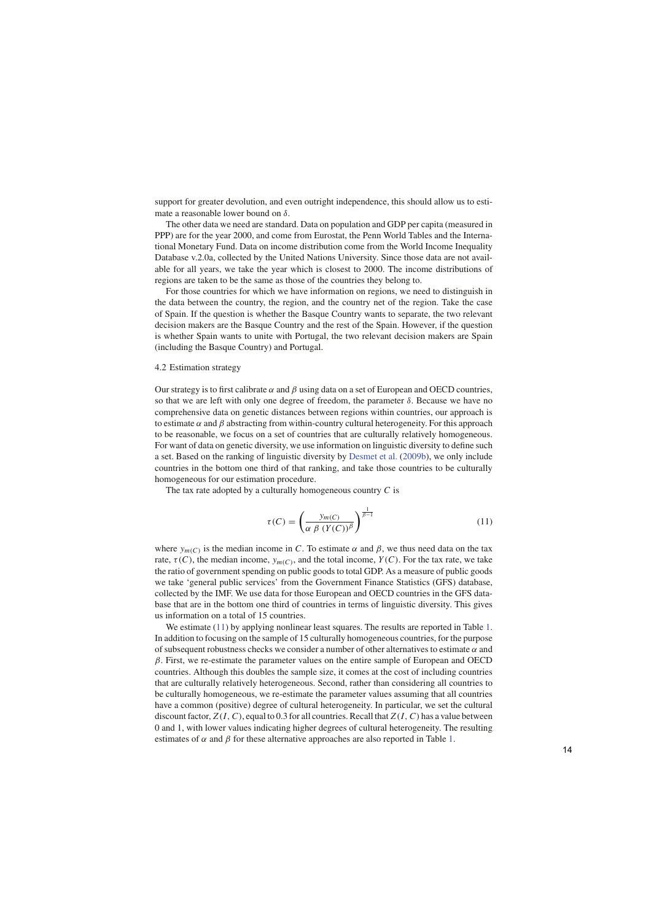support for greater devolution, and even outright independence, this should allow us to estimate a reasonable lower bound on $\delta$.

The other data we need are standard. Data on population and GDP per capita (measured in PPP) are for the year 2000, and come from Eurostat, the Penn World Tables and the International Monetary Fund. Data on income distribution come from the World Income Inequality Database v.2.0a, collected by the United Nations University. Since those data are not available for all years, we take the year which is closest to 2000. The income distributions of regions are taken to be the same as those of the countries they belong to.

For those countries for which we have information on regions, we need to distinguish in the data between the country, the region, and the country net of the region. Take the case of Spain. If the question is whether the Basque Country wants to separate, the two relevant decision makers are the Basque Country and the rest of the Spain. However, if the question is whether Spain wants to unite with Portugal, the two relevant decision makers are Spain (including the Basque Country) and Portugal.

### 4.2 Estimation strategy

Our strategy is to first calibrate $\alpha$ and $\beta$ using data on a set of European and OECD countries, so that we are left with only one degree of freedom, the parameter $\delta$. Because we have no comprehensive data on genetic distances between regions within countries, our approach is to estimate $\alpha$ and $\beta$ abstracting from within-country cultural heterogeneity. For this approach to be reasonable, we focus on a set of countries that are culturally relatively homogeneous. For want of data on genetic diversity, we use information on linguistic diversity to define such a set. Based on the ranking of linguistic diversity by Desmet et al. (2009b), we only include countries in the bottom one third of that ranking, and take those countries to be culturally homogeneous for our estimation procedure.

The tax rate adopted by a culturally homogeneous country $C$ is

$$\tau(C) = \left( \frac{y_{m(C)}}{\alpha \ \beta \ (Y(C))^{\beta}} \right)^{\frac{1}{\beta - 1}} \tag{11}$$

where $y_{m(C)}$ is the median income in $C$. To estimate $\alpha$ and $\beta$, we thus need data on the tax rate, $\tau(C)$, the median income, $y_{m(C)}$, and the total income, $Y(C)$. For the tax rate, we take the ratio of government spending on public goods to total GDP. As a measure of public goods we take 'general public services' from the Government Finance Statistics (GFS) database, collected by the IMF. We use data for those European and OECD countries in the GFS database that are in the bottom one third of countries in terms of linguistic diversity. This gives us information on a total of 15 countries.

We estimate (11) by applying nonlinear least squares. The results are reported in Table 1. In addition to focusing on the sample of 15 culturally homogeneous countries, for the purpose of subsequent robustness checks we consider a number of other alternatives to estimate $\alpha$ and $\beta$. First, we re-estimate the parameter values on the entire sample of European and OECD countries. Although this doubles the sample size, it comes at the cost of including countries that are culturally relatively heterogeneous. Second, rather than considering all countries to be culturally homogeneous, we re-estimate the parameter values assuming that all countries have a common (positive) degree of cultural heterogeneity. In particular, we set the cultural discount factor, $Z(I, C)$, equal to 0.3 for all countries. Recall that $Z(I, C)$ has a value between 0 and 1, with lower values indicating higher degrees of cultural heterogeneity. The resulting estimates of $\alpha$ and $\beta$ for these alternative approaches are also reported in Table 1.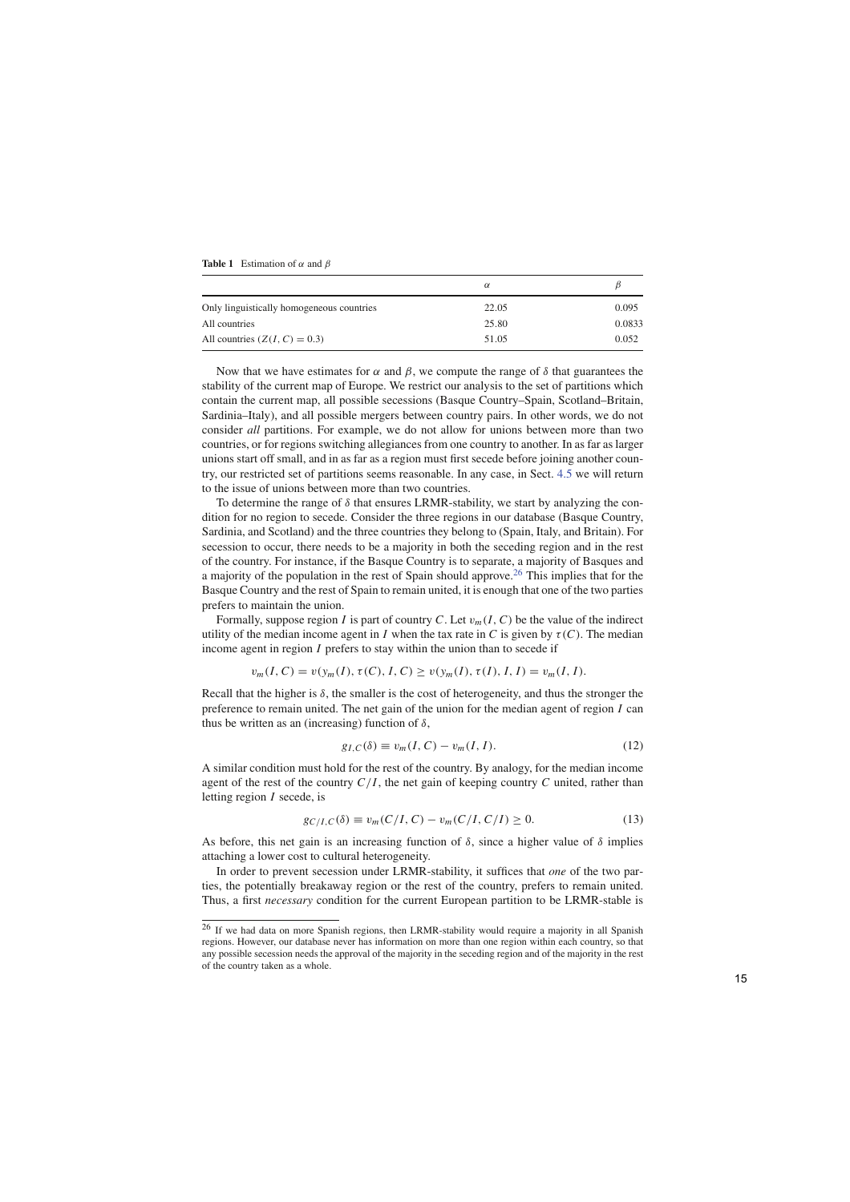**Table 1** Estimation of $\alpha$ and $\beta$

| | $\alpha$ | $\beta$ |
|---|---|---|
| Only linguistically homogeneous countries | 22.05 | 0.095 |
| All countries | 25.80 | 0.0833 |
| All countries ($Z(I, C) = 0.3$) | 51.05 | 0.052 |

Now that we have estimates for $\alpha$ and $\beta$, we compute the range of $\delta$ that guarantees the stability of the current map of Europe. We restrict our analysis to the set of partitions which contain the current map, all possible secessions (Basque Country–Spain, Scotland–Britain, Sardinia–Italy), and all possible mergers between country pairs. In other words, we do not consider *all* partitions. For example, we do not allow for unions between more than two countries, or for regions switching allegiances from one country to another. In as far as larger unions start off small, and in as far as a region must first secede before joining another country, our restricted set of partitions seems reasonable. In any case, in Sect. 4.5 we will return to the issue of unions between more than two countries.

To determine the range of $\delta$ that ensures LRMR-stability, we start by analyzing the condition for no region to secede. Consider the three regions in our database (Basque Country, Sardinia, and Scotland) and the three countries they belong to (Spain, Italy, and Britain). For secession to occur, there needs to be a majority in both the seceding region and in the rest of the country. For instance, if the Basque Country is to separate, a majority of Basques and a majority of the population in the rest of Spain should approve.[26] This implies that for the Basque Country and the rest of Spain to remain united, it is enough that one of the two parties prefers to maintain the union.

Formally, suppose region $I$ is part of country $C$. Let $v_m(I, C)$ be the value of the indirect utility of the median income agent in $I$ when the tax rate in $C$ is given by $\tau(C)$. The median income agent in region $I$ prefers to stay within the union than to secede if

$$v_m(I, C) = v(y_m(I), \tau(C), I, C) \geq v(y_m(I), \tau(I), I, I) = v_m(I, I).$$

Recall that the higher is $\delta$, the smaller is the cost of heterogeneity, and thus the stronger the preference to remain united. The net gain of the union for the median agent of region $I$ can thus be written as an (increasing) function of $\delta$,

$$g_{I,C}(\delta) \equiv v_m(I, C) - v_m(I, I). \tag{12}$$

A similar condition must hold for the rest of the country. By analogy, for the median income agent of the rest of the country $C/I$, the net gain of keeping country $C$ united, rather than letting region $I$ secede, is

$$g_{C/I,C}(\delta) \equiv v_m(C/I, C) - v_m(C/I, C/I) \geq 0. \tag{13}$$

As before, this net gain is an increasing function of $\delta$, since a higher value of $\delta$ implies attaching a lower cost to cultural heterogeneity.

In order to prevent secession under LRMR-stability, it suffices that *one* of the two parties, the potentially breakaway region or the rest of the country, prefers to remain united. Thus, a first *necessary* condition for the current European partition to be LRMR-stable is

[26] If we had data on more Spanish regions, then LRMR-stability would require a majority in all Spanish regions. However, our database never has information on more than one region within each country, so that any possible secession needs the approval of the majority in the seceding region and of the majority in the rest of the country taken as a whole.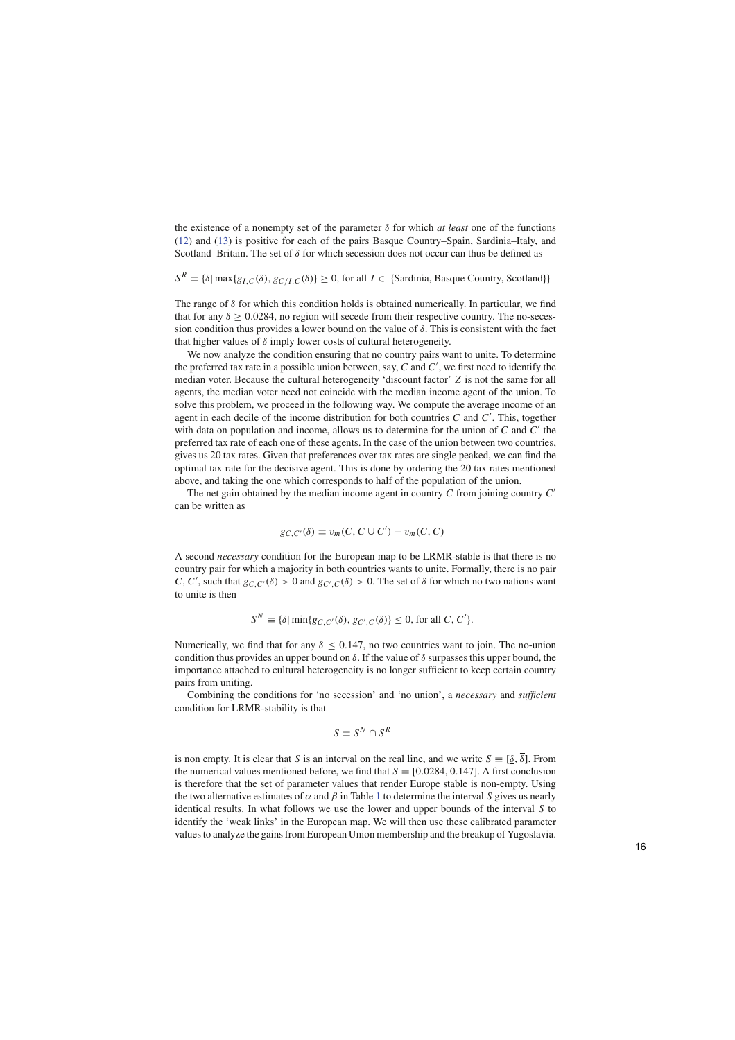the existence of a nonempty set of the parameter $\delta$ for which *at least* one of the functions (12) and (13) is positive for each of the pairs Basque Country–Spain, Sardinia–Italy, and Scotland–Britain. The set of $\delta$ for which secession does not occur can thus be defined as

$$S^R \equiv \{\delta | \max\{g_{I,C}(\delta), g_{C/I,C}(\delta)\} \geq 0, \text{ for all } I \in \{\text{Sardinia, Basque Country, Scotland}\}\}$$

The range of $\delta$ for which this condition holds is obtained numerically. In particular, we find that for any $\delta \geq 0.0284$, no region will secede from their respective country. The no-secession condition thus provides a lower bound on the value of $\delta$. This is consistent with the fact that higher values of $\delta$ imply lower costs of cultural heterogeneity.

We now analyze the condition ensuring that no country pairs want to unite. To determine the preferred tax rate in a possible union between, say, $C$ and $C'$, we first need to identify the median voter. Because the cultural heterogeneity 'discount factor' $Z$ is not the same for all agents, the median voter need not coincide with the median income agent of the union. To solve this problem, we proceed in the following way. We compute the average income of an agent in each decile of the income distribution for both countries $C$ and $C'$. This, together with data on population and income, allows us to determine for the union of $C$ and $C'$ the preferred tax rate of each one of these agents. In the case of the union between two countries, gives us 20 tax rates. Given that preferences over tax rates are single peaked, we can find the optimal tax rate for the decisive agent. This is done by ordering the 20 tax rates mentioned above, and taking the one which corresponds to half of the population of the union.

The net gain obtained by the median income agent in country $C$ from joining country $C'$ can be written as

$$g_{C,C'}(\delta) \equiv v_m(C, C \cup C') - v_m(C, C)$$

A second *necessary* condition for the European map to be LRMR-stable is that there is no country pair for which a majority in both countries wants to unite. Formally, there is no pair $C, C'$, such that $g_{C,C'}(\delta) > 0$ and $g_{C',C}(\delta) > 0$. The set of $\delta$ for which no two nations want to unite is then

$$S^N \equiv \{\delta | \min\{g_{C,C'}(\delta), g_{C',C}(\delta)\} \leq 0, \text{ for all } C, C'\}.$$

Numerically, we find that for any $\delta \leq 0.147$, no two countries want to join. The no-union condition thus provides an upper bound on $\delta$. If the value of $\delta$ surpasses this upper bound, the importance attached to cultural heterogeneity is no longer sufficient to keep certain country pairs from uniting.

Combining the conditions for 'no secession' and 'no union', a *necessary* and *sufficient* condition for LRMR-stability is that

$$S \equiv S^N \cap S^R$$

is non empty. It is clear that $S$ is an interval on the real line, and we write $S \equiv [\underline{\delta}, \overline{\delta}]$. From the numerical values mentioned before, we find that $S = [0.0284, 0.147]$. A first conclusion is therefore that the set of parameter values that render Europe stable is non-empty. Using the two alternative estimates of $\alpha$ and $\beta$ in Table 1 to determine the interval $S$ gives us nearly identical results. In what follows we use the lower and upper bounds of the interval $S$ to identify the 'weak links' in the European map. We will then use these calibrated parameter values to analyze the gains from European Union membership and the breakup of Yugoslavia.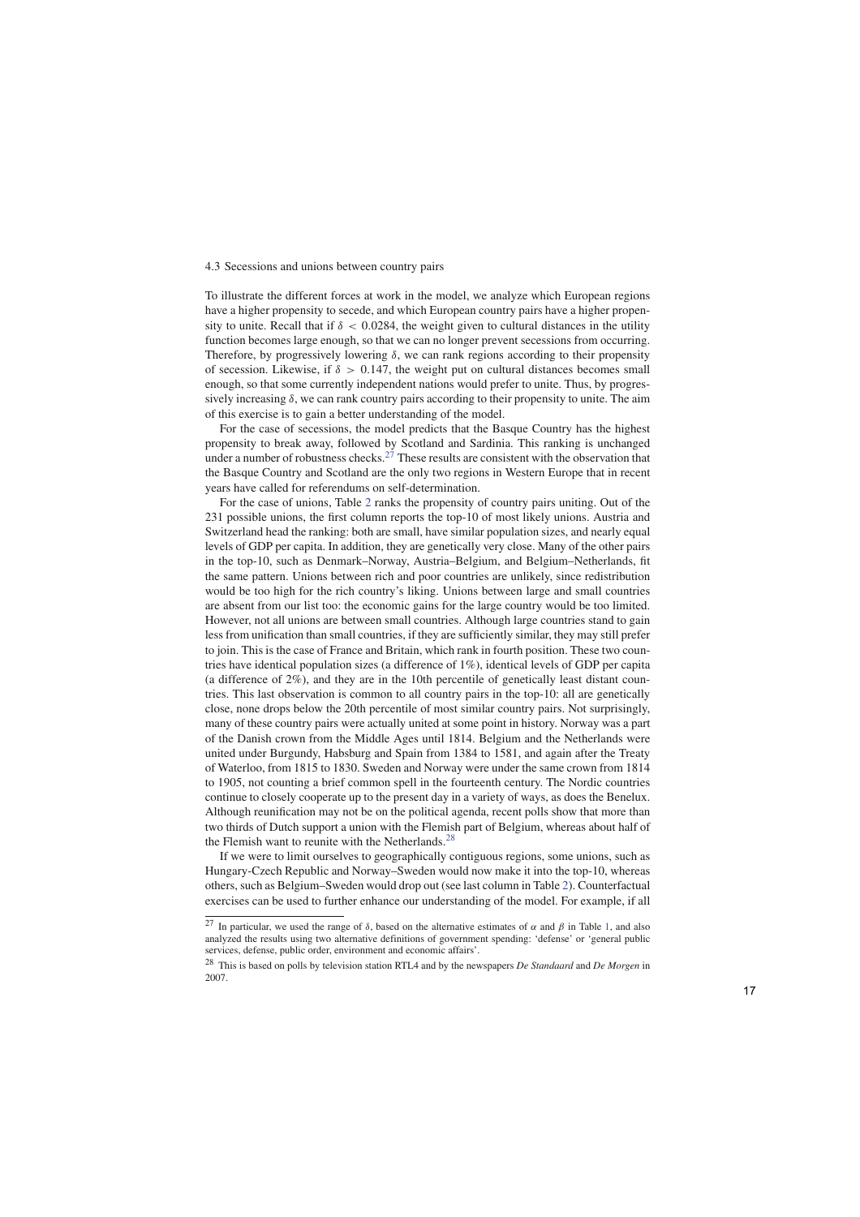### 4.3 Secessions and unions between country pairs

To illustrate the different forces at work in the model, we analyze which European regions have a higher propensity to secede, and which European country pairs have a higher propensity to unite. Recall that if $\delta < 0.0284$, the weight given to cultural distances in the utility function becomes large enough, so that we can no longer prevent secessions from occurring. Therefore, by progressively lowering $\delta$, we can rank regions according to their propensity of secession. Likewise, if $\delta > 0.147$, the weight put on cultural distances becomes small enough, so that some currently independent nations would prefer to unite. Thus, by progressively increasing $\delta$, we can rank country pairs according to their propensity to unite. The aim of this exercise is to gain a better understanding of the model.

For the case of secessions, the model predicts that the Basque Country has the highest propensity to break away, followed by Scotland and Sardinia. This ranking is unchanged under a number of robustness checks.[27] These results are consistent with the observation that the Basque Country and Scotland are the only two regions in Western Europe that in recent years have called for referendums on self-determination.

For the case of unions, Table 2 ranks the propensity of country pairs uniting. Out of the 231 possible unions, the first column reports the top-10 of most likely unions. Austria and Switzerland head the ranking: both are small, have similar population sizes, and nearly equal levels of GDP per capita. In addition, they are genetically very close. Many of the other pairs in the top-10, such as Denmark–Norway, Austria–Belgium, and Belgium–Netherlands, fit the same pattern. Unions between rich and poor countries are unlikely, since redistribution would be too high for the rich country's liking. Unions between large and small countries are absent from our list too: the economic gains for the large country would be too limited. However, not all unions are between small countries. Although large countries stand to gain less from unification than small countries, if they are sufficiently similar, they may still prefer to join. This is the case of France and Britain, which rank in fourth position. These two countries have identical population sizes (a difference of 1%), identical levels of GDP per capita (a difference of 2%), and they are in the 10th percentile of genetically least distant countries. This last observation is common to all country pairs in the top-10: all are genetically close, none drops below the 20th percentile of most similar country pairs. Not surprisingly, many of these country pairs were actually united at some point in history. Norway was a part of the Danish crown from the Middle Ages until 1814. Belgium and the Netherlands were united under Burgundy, Habsburg and Spain from 1384 to 1581, and again after the Treaty of Waterloo, from 1815 to 1830. Sweden and Norway were under the same crown from 1814 to 1905, not counting a brief common spell in the fourteenth century. The Nordic countries continue to closely cooperate up to the present day in a variety of ways, as does the Benelux. Although reunification may not be on the political agenda, recent polls show that more than two thirds of Dutch support a union with the Flemish part of Belgium, whereas about half of the Flemish want to reunite with the Netherlands.[28]

If we were to limit ourselves to geographically contiguous regions, some unions, such as Hungary-Czech Republic and Norway–Sweden would now make it into the top-10, whereas others, such as Belgium–Sweden would drop out (see last column in Table 2). Counterfactual exercises can be used to further enhance our understanding of the model. For example, if all

[27] In particular, we used the range of $\delta$, based on the alternative estimates of $\alpha$ and $\beta$ in Table 1, and also analyzed the results using two alternative definitions of government spending: 'defense' or 'general public services, defense, public order, environment and economic affairs'.

[28] This is based on polls by television station RTL4 and by the newspapers *De Standaard* and *De Morgen* in 2007.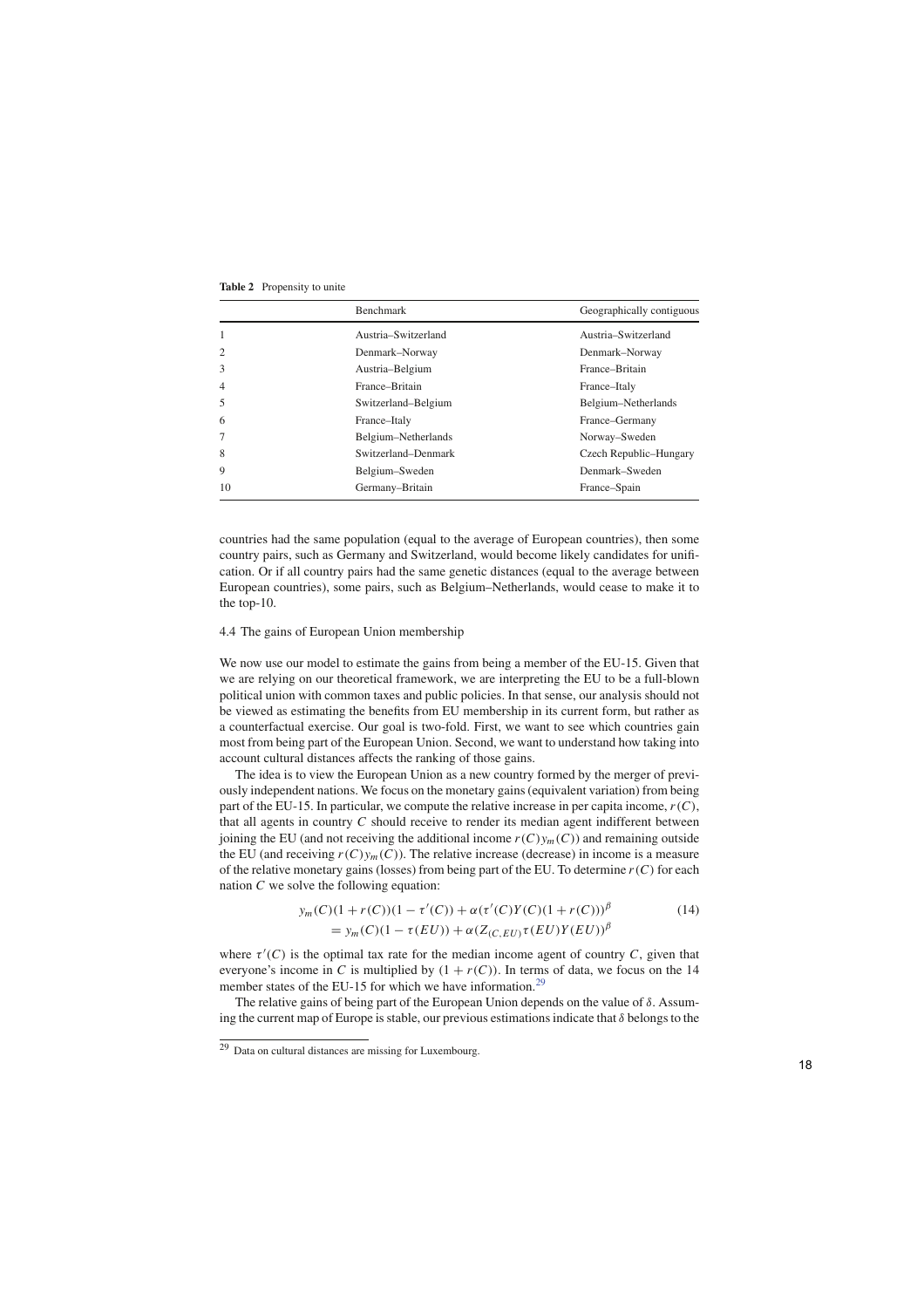**Table 2** Propensity to unite

| | Benchmark | Geographically contiguous |
|---|---|---|
| 1 | Austria–Switzerland | Austria–Switzerland |
| 2 | Denmark–Norway | Denmark–Norway |
| 3 | Austria–Belgium | France–Britain |
| 4 | France–Britain | France–Italy |
| 5 | Switzerland–Belgium | Belgium–Netherlands |
| 6 | France–Italy | France–Germany |
| 7 | Belgium–Netherlands | Norway–Sweden |
| 8 | Switzerland–Denmark | Czech Republic–Hungary |
| 9 | Belgium–Sweden | Denmark–Sweden |
| 10 | Germany–Britain | France–Spain |

countries had the same population (equal to the average of European countries), then some country pairs, such as Germany and Switzerland, would become likely candidates for unification. Or if all country pairs had the same genetic distances (equal to the average between European countries), some pairs, such as Belgium–Netherlands, would cease to make it to the top-10.

### 4.4 The gains of European Union membership

We now use our model to estimate the gains from being a member of the EU-15. Given that we are relying on our theoretical framework, we are interpreting the EU to be a full-blown political union with common taxes and public policies. In that sense, our analysis should not be viewed as estimating the benefits from EU membership in its current form, but rather as a counterfactual exercise. Our goal is two-fold. First, we want to see which countries gain most from being part of the European Union. Second, we want to understand how taking into account cultural distances affects the ranking of those gains.

The idea is to view the European Union as a new country formed by the merger of previously independent nations. We focus on the monetary gains (equivalent variation) from being part of the EU-15. In particular, we compute the relative increase in per capita income, $r(C)$, that all agents in country $C$ should receive to render its median agent indifferent between joining the EU (and not receiving the additional income $r(C)y_m(C)$) and remaining outside the EU (and receiving $r(C)y_m(C)$). The relative increase (decrease) in income is a measure of the relative monetary gains (losses) from being part of the EU. To determine $r(C)$ for each nation $C$ we solve the following equation:

$$
\begin{aligned}
y_m(C)(1+r(C))(1-\tau'(C)) + \alpha(\tau'(C)Y(C)(1+r(C)))^{\beta} \\
= y_m(C)(1-\tau(EU)) + \alpha(Z_{(C,EU)}\tau(EU)Y(EU))^{\beta}
\end{aligned}
\tag{14}
$$

where $\tau'(C)$ is the optimal tax rate for the median income agent of country $C$, given that everyone's income in $C$ is multiplied by $(1+r(C))$. In terms of data, we focus on the 14 member states of the EU-15 for which we have information.[29]

The relative gains of being part of the European Union depends on the value of $\delta$. Assuming the current map of Europe is stable, our previous estimations indicate that $\delta$ belongs to the

[29] Data on cultural distances are missing for Luxembourg.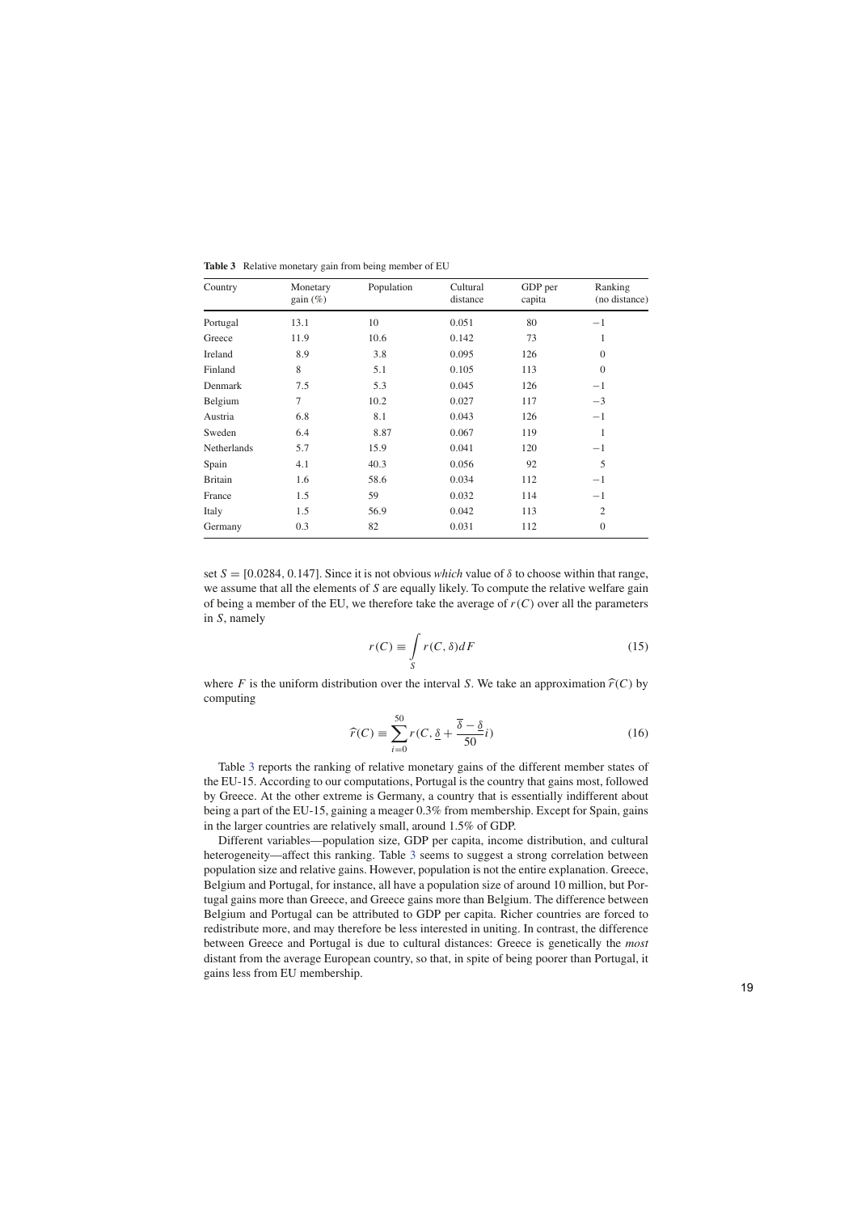**Table 3** Relative monetary gain from being member of EU

| Country | Monetary gain (%) | Population | Cultural distance | GDP per capita | Ranking (no distance) |
|---|---|---|---|---|---|
| Portugal | 13.1 | 10 | 0.051 | 80 | −1 |
| Greece | 11.9 | 10.6 | 0.142 | 73 | 1 |
| Ireland | 8.9 | 3.8 | 0.095 | 126 | 0 |
| Finland | 8 | 5.1 | 0.105 | 113 | 0 |
| Denmark | 7.5 | 5.3 | 0.045 | 126 | −1 |
| Belgium | 7 | 10.2 | 0.027 | 117 | −3 |
| Austria | 6.8 | 8.1 | 0.043 | 126 | −1 |
| Sweden | 6.4 | 8.87 | 0.067 | 119 | 1 |
| Netherlands | 5.7 | 15.9 | 0.041 | 120 | −1 |
| Spain | 4.1 | 40.3 | 0.056 | 92 | 5 |
| Britain | 1.6 | 58.6 | 0.034 | 112 | −1 |
| France | 1.5 | 59 | 0.032 | 114 | −1 |
| Italy | 1.5 | 56.9 | 0.042 | 113 | 2 |
| Germany | 0.3 | 82 | 0.031 | 112 | 0 |

set $S = [0.0284, 0.147]$. Since it is not obvious *which* value of $\delta$ to choose within that range, we assume that all the elements of $S$ are equally likely. To compute the relative welfare gain of being a member of the EU, we therefore take the average of $r(C)$ over all the parameters in $S$, namely

$$r(C) \equiv \int_S r(C, \delta) dF \tag{15}$$

where $F$ is the uniform distribution over the interval $S$. We take an approximation $\widehat{r}(C)$ by computing

$$\widehat{r}(C) \equiv \sum_{i=0}^{50} r(C, \underline{\delta} + \frac{\overline{\delta} - \underline{\delta}}{50} i) \tag{16}$$

Table 3 reports the ranking of relative monetary gains of the different member states of the EU-15. According to our computations, Portugal is the country that gains most, followed by Greece. At the other extreme is Germany, a country that is essentially indifferent about being a part of the EU-15, gaining a meager 0.3% from membership. Except for Spain, gains in the larger countries are relatively small, around 1.5% of GDP.

Different variables—population size, GDP per capita, income distribution, and cultural heterogeneity—affect this ranking. Table 3 seems to suggest a strong correlation between population size and relative gains. However, population is not the entire explanation. Greece, Belgium and Portugal, for instance, all have a population size of around 10 million, but Portugal gains more than Greece, and Greece gains more than Belgium. The difference between Belgium and Portugal can be attributed to GDP per capita. Richer countries are forced to redistribute more, and may therefore be less interested in uniting. In contrast, the difference between Greece and Portugal is due to cultural distances: Greece is genetically the *most* distant from the average European country, so that, in spite of being poorer than Portugal, it gains less from EU membership.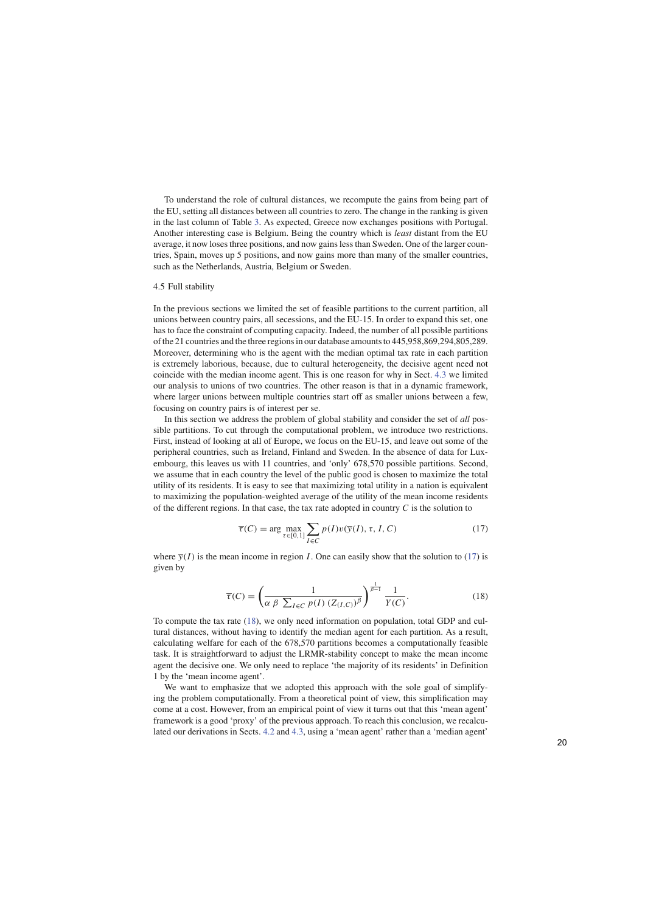To understand the role of cultural distances, we recompute the gains from being part of the EU, setting all distances between all countries to zero. The change in the ranking is given in the last column of Table 3. As expected, Greece now exchanges positions with Portugal. Another interesting case is Belgium. Being the country which is *least* distant from the EU average, it now loses three positions, and now gains less than Sweden. One of the larger countries, Spain, moves up 5 positions, and now gains more than many of the smaller countries, such as the Netherlands, Austria, Belgium or Sweden.

### 4.5 Full stability

In the previous sections we limited the set of feasible partitions to the current partition, all unions between country pairs, all secessions, and the EU-15. In order to expand this set, one has to face the constraint of computing capacity. Indeed, the number of all possible partitions of the 21 countries and the three regions in our database amounts to 445,958,869,294,805,289. Moreover, determining who is the agent with the median optimal tax rate in each partition is extremely laborious, because, due to cultural heterogeneity, the decisive agent need not coincide with the median income agent. This is one reason for why in Sect. 4.3 we limited our analysis to unions of two countries. The other reason is that in a dynamic framework, where larger unions between multiple countries start off as smaller unions between a few, focusing on country pairs is of interest per se.

In this section we address the problem of global stability and consider the set of *all* possible partitions. To cut through the computational problem, we introduce two restrictions. First, instead of looking at all of Europe, we focus on the EU-15, and leave out some of the peripheral countries, such as Ireland, Finland and Sweden. In the absence of data for Luxembourg, this leaves us with 11 countries, and 'only' 678,570 possible partitions. Second, we assume that in each country the level of the public good is chosen to maximize the total utility of its residents. It is easy to see that maximizing total utility in a nation is equivalent to maximizing the population-weighted average of the utility of the mean income residents of the different regions. In that case, the tax rate adopted in country $C$ is the solution to

$$\overline{\tau}(C) = \arg\max_{\tau \in [0,1]} \sum_{I \in C} p(I) v(\overline{y}(I), \tau, I, C) \tag{17}$$

where $\overline{y}(I)$ is the mean income in region $I$. One can easily show that the solution to (17) is given by

$$\overline{\tau}(C) = \left( \frac{1}{\alpha \ \beta \ \sum_{I \in C} p(I) \ (Z_{(I,C)})^{\beta}} \right)^{\frac{1}{\beta - 1}} \frac{1}{Y(C)}. \tag{18}$$

To compute the tax rate (18), we only need information on population, total GDP and cultural distances, without having to identify the median agent for each partition. As a result, calculating welfare for each of the 678,570 partitions becomes a computationally feasible task. It is straightforward to adjust the LRMR-stability concept to make the mean income agent the decisive one. We only need to replace 'the majority of its residents' in Definition 1 by the 'mean income agent'.

We want to emphasize that we adopted this approach with the sole goal of simplifying the problem computationally. From a theoretical point of view, this simplification may come at a cost. However, from an empirical point of view it turns out that this 'mean agent' framework is a good 'proxy' of the previous approach. To reach this conclusion, we recalculated our derivations in Sects. 4.2 and 4.3, using a 'mean agent' rather than a 'median agent'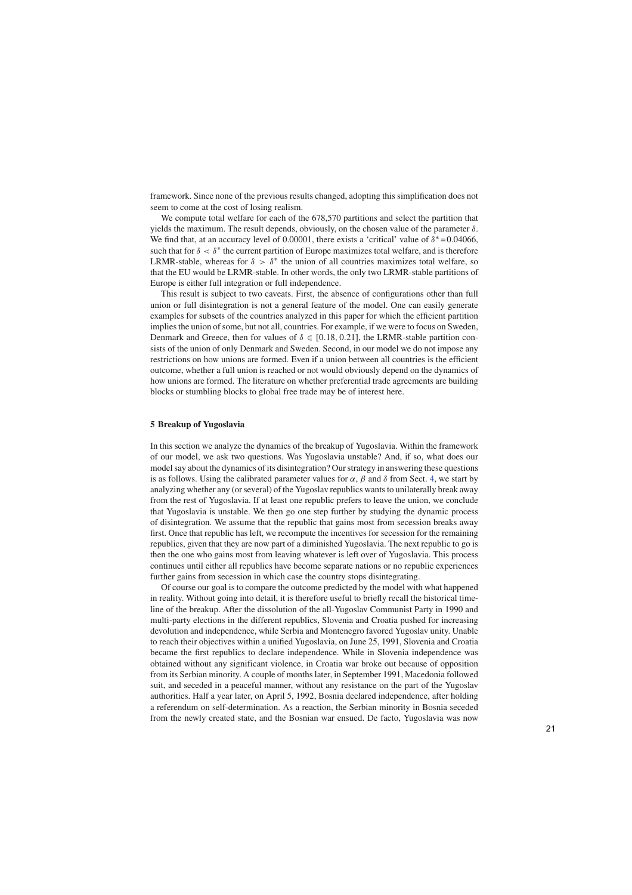framework. Since none of the previous results changed, adopting this simplification does not seem to come at the cost of losing realism.

We compute total welfare for each of the 678,570 partitions and select the partition that yields the maximum. The result depends, obviously, on the chosen value of the parameter $\delta$. We find that, at an accuracy level of 0.00001, there exists a 'critical' value of $\delta^* = 0.04066$, such that for $\delta < \delta^*$ the current partition of Europe maximizes total welfare, and is therefore LRMR-stable, whereas for $\delta > \delta^*$ the union of all countries maximizes total welfare, so that the EU would be LRMR-stable. In other words, the only two LRMR-stable partitions of Europe is either full integration or full independence.

This result is subject to two caveats. First, the absence of configurations other than full union or full disintegration is not a general feature of the model. One can easily generate examples for subsets of the countries analyzed in this paper for which the efficient partition implies the union of some, but not all, countries. For example, if we were to focus on Sweden, Denmark and Greece, then for values of $\delta \in [0.18, 0.21]$, the LRMR-stable partition consists of the union of only Denmark and Sweden. Second, in our model we do not impose any restrictions on how unions are formed. Even if a union between all countries is the efficient outcome, whether a full union is reached or not would obviously depend on the dynamics of how unions are formed. The literature on whether preferential trade agreements are building blocks or stumbling blocks to global free trade may be of interest here.

## 5 Breakup of Yugoslavia

In this section we analyze the dynamics of the breakup of Yugoslavia. Within the framework of our model, we ask two questions. Was Yugoslavia unstable? And, if so, what does our model say about the dynamics of its disintegration? Our strategy in answering these questions is as follows. Using the calibrated parameter values for $\alpha$, $\beta$ and $\delta$ from Sect. 4, we start by analyzing whether any (or several) of the Yugoslav republics wants to unilaterally break away from the rest of Yugoslavia. If at least one republic prefers to leave the union, we conclude that Yugoslavia is unstable. We then go one step further by studying the dynamic process of disintegration. We assume that the republic that gains most from secession breaks away first. Once that republic has left, we recompute the incentives for secession for the remaining republics, given that they are now part of a diminished Yugoslavia. The next republic to go is then the one who gains most from leaving whatever is left over of Yugoslavia. This process continues until either all republics have become separate nations or no republic experiences further gains from secession in which case the country stops disintegrating.

Of course our goal is to compare the outcome predicted by the model with what happened in reality. Without going into detail, it is therefore useful to briefly recall the historical timeline of the breakup. After the dissolution of the all-Yugoslav Communist Party in 1990 and multi-party elections in the different republics, Slovenia and Croatia pushed for increasing devolution and independence, while Serbia and Montenegro favored Yugoslav unity. Unable to reach their objectives within a unified Yugoslavia, on June 25, 1991, Slovenia and Croatia became the first republics to declare independence. While in Slovenia independence was obtained without any significant violence, in Croatia war broke out because of opposition from its Serbian minority. A couple of months later, in September 1991, Macedonia followed suit, and seceded in a peaceful manner, without any resistance on the part of the Yugoslav authorities. Half a year later, on April 5, 1992, Bosnia declared independence, after holding a referendum on self-determination. As a reaction, the Serbian minority in Bosnia seceded from the newly created state, and the Bosnian war ensued. De facto, Yugoslavia was now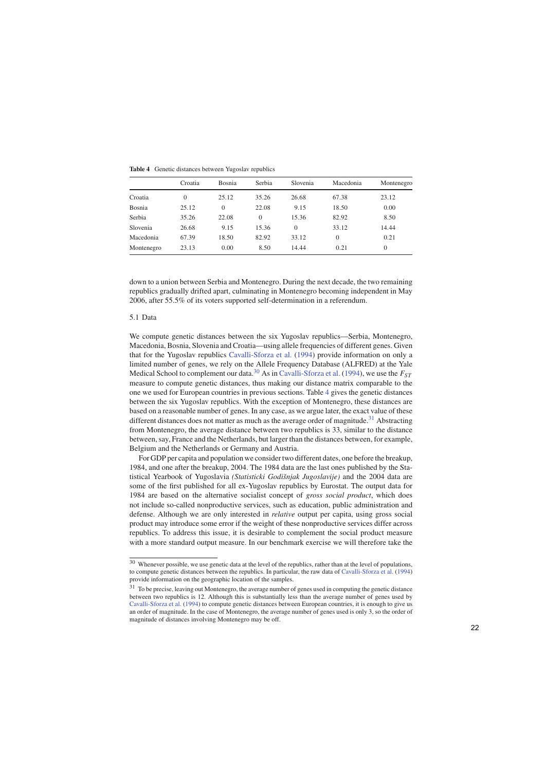**Table 4** Genetic distances between Yugoslav republics

| | Croatia | Bosnia | Serbia | Slovenia | Macedonia | Montenegro |
|---|---|---|---|---|---|---|
| Croatia | 0 | 25.12 | 35.26 | 26.68 | 67.38 | 23.12 |
| Bosnia | 25.12 | 0 | 22.08 | 9.15 | 18.50 | 0.00 |
| Serbia | 35.26 | 22.08 | 0 | 15.36 | 82.92 | 8.50 |
| Slovenia | 26.68 | 9.15 | 15.36 | 0 | 33.12 | 14.44 |
| Macedonia | 67.39 | 18.50 | 82.92 | 33.12 | 0 | 0.21 |
| Montenegro | 23.13 | 0.00 | 8.50 | 14.44 | 0.21 | 0 |

down to a union between Serbia and Montenegro. During the next decade, the two remaining republics gradually drifted apart, culminating in Montenegro becoming independent in May 2006, after 55.5% of its voters supported self-determination in a referendum.

## 5.1 Data

We compute genetic distances between the six Yugoslav republics—Serbia, Montenegro, Macedonia, Bosnia, Slovenia and Croatia—using allele frequencies of different genes. Given that for the Yugoslav republics Cavalli-Sforza et al. (1994) provide information on only a limited number of genes, we rely on the Allele Frequency Database (ALFRED) at the Yale Medical School to complement our data.[30] As in Cavalli-Sforza et al. (1994), we use the $F_{ST}$ measure to compute genetic distances, thus making our distance matrix comparable to the one we used for European countries in previous sections. Table 4 gives the genetic distances between the six Yugoslav republics. With the exception of Montenegro, these distances are based on a reasonable number of genes. In any case, as we argue later, the exact value of these different distances does not matter as much as the average order of magnitude.[31] Abstracting from Montenegro, the average distance between two republics is 33, similar to the distance between, say, France and the Netherlands, but larger than the distances between, for example, Belgium and the Netherlands or Germany and Austria.

For GDP per capita and population we consider two different dates, one before the breakup, 1984, and one after the breakup, 2004. The 1984 data are the last ones published by the Statistical Yearbook of Yugoslavia *(Statisticki Godišnjak Jugoslavije)* and the 2004 data are some of the first published for all ex-Yugoslav republics by Eurostat. The output data for 1984 are based on the alternative socialist concept of *gross social product*, which does not include so-called nonproductive services, such as education, public administration and defense. Although we are only interested in *relative* output per capita, using gross social product may introduce some error if the weight of these nonproductive services differ across republics. To address this issue, it is desirable to complement the social product measure with a more standard output measure. In our benchmark exercise we will therefore take the

[30] Whenever possible, we use genetic data at the level of the republics, rather than at the level of populations, to compute genetic distances between the republics. In particular, the raw data of Cavalli-Sforza et al. (1994) provide information on the geographic location of the samples.

[31] To be precise, leaving out Montenegro, the average number of genes used in computing the genetic distance between two republics is 12. Although this is substantially less than the average number of genes used by Cavalli-Sforza et al. (1994) to compute genetic distances between European countries, it is enough to give us an order of magnitude. In the case of Montenegro, the average number of genes used is only 3, so the order of magnitude of distances involving Montenegro may be off.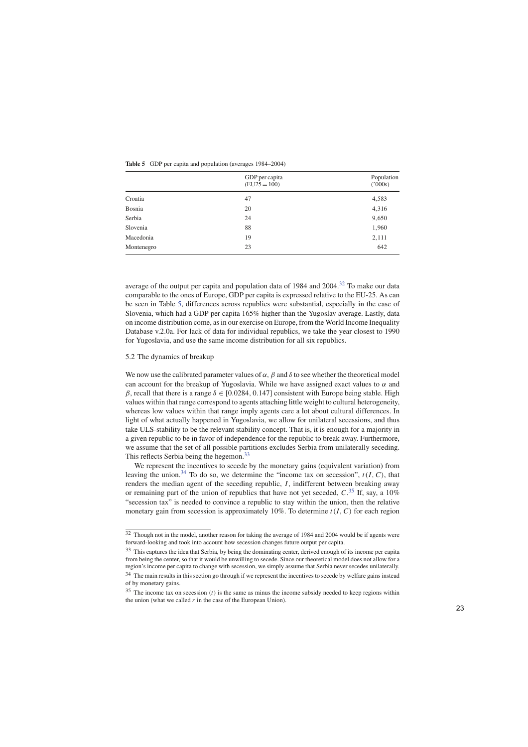**Table 5** GDP per capita and population (averages 1984–2004)

| | GDP per capita (EU25 = 100) | Population ('000s) |
|---|---|---|
| Croatia | 47 | 4,583 |
| Bosnia | 20 | 4,316 |
| Serbia | 24 | 9,650 |
| Slovenia | 88 | 1,960 |
| Macedonia | 19 | 2,111 |
| Montenegro | 23 | 642 |

average of the output per capita and population data of 1984 and 2004.[32] To make our data comparable to the ones of Europe, GDP per capita is expressed relative to the EU-25. As can be seen in Table 5, differences across republics were substantial, especially in the case of Slovenia, which had a GDP per capita 165% higher than the Yugoslav average. Lastly, data on income distribution come, as in our exercise on Europe, from the World Income Inequality Database v.2.0a. For lack of data for individual republics, we take the year closest to 1990 for Yugoslavia, and use the same income distribution for all six republics.

### 5.2 The dynamics of breakup

We now use the calibrated parameter values of $\alpha$, $\beta$ and $\delta$ to see whether the theoretical model can account for the breakup of Yugoslavia. While we have assigned exact values to $\alpha$ and $\beta$, recall that there is a range $\delta \in [0.0284, 0.147]$ consistent with Europe being stable. High values within that range correspond to agents attaching little weight to cultural heterogeneity, whereas low values within that range imply agents care a lot about cultural differences. In light of what actually happened in Yugoslavia, we allow for unilateral secessions, and thus take ULS-stability to be the relevant stability concept. That is, it is enough for a majority in a given republic to be in favor of independence for the republic to break away. Furthermore, we assume that the set of all possible partitions excludes Serbia from unilaterally seceding. This reflects Serbia being the hegemon.[33]

We represent the incentives to secede by the monetary gains (equivalent variation) from leaving the union.[34] To do so, we determine the "income tax on secession", $t(I, C)$, that renders the median agent of the seceding republic, $I$, indifferent between breaking away or remaining part of the union of republics that have not yet seceded, $C$.[35] If, say, a 10% "secession tax" is needed to convince a republic to stay within the union, then the relative monetary gain from secession is approximately 10%. To determine $t(I, C)$ for each region

---

[32] Though not in the model, another reason for taking the average of 1984 and 2004 would be if agents were forward-looking and took into account how secession changes future output per capita.

[33] This captures the idea that Serbia, by being the dominating center, derived enough of its income per capita from being the center, so that it would be unwilling to secede. Since our theoretical model does not allow for a region's income per capita to change with secession, we simply assume that Serbia never secedes unilaterally.

[34] The main results in this section go through if we represent the incentives to secede by welfare gains instead of by monetary gains.

[35] The income tax on secession ($t$) is the same as minus the income subsidy needed to keep regions within the union (what we called $r$ in the case of the European Union).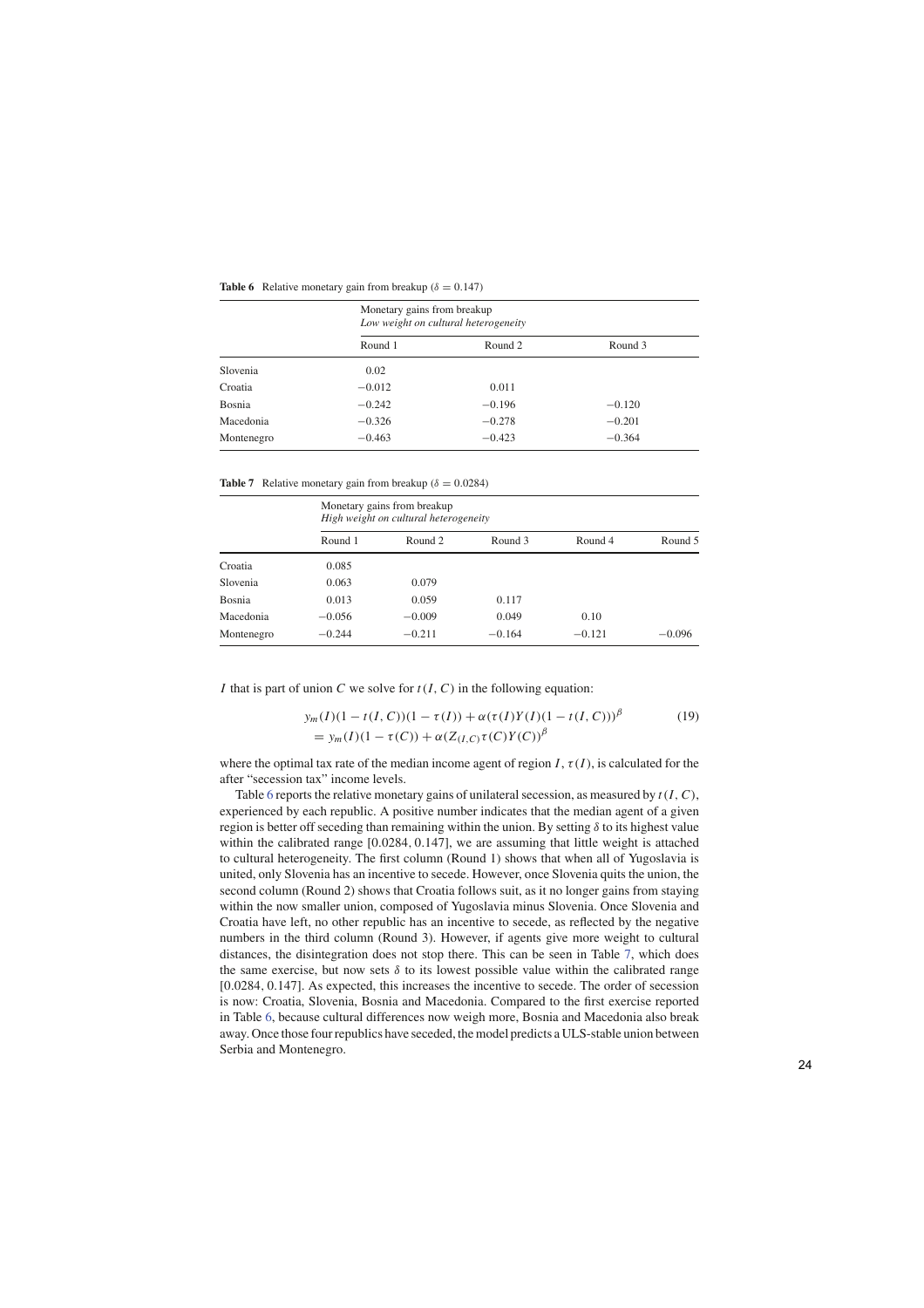**Table 6** Relative monetary gain from breakup ($\delta = 0.147$)

| | Monetary gains from breakup *Low weight on cultural heterogeneity* | | |
|---|---|---|---|
| | Round 1 | Round 2 | Round 3 |
| Slovenia | 0.02 | | |
| Croatia | −0.012 | 0.011 | |
| Bosnia | −0.242 | −0.196 | −0.120 |
| Macedonia | −0.326 | −0.278 | −0.201 |
| Montenegro | −0.463 | −0.423 | −0.364 |

**Table 7** Relative monetary gain from breakup ($\delta = 0.0284$)

| | Monetary gains from breakup *High weight on cultural heterogeneity* | | | | |
|---|---|---|---|---|---|
| | Round 1 | Round 2 | Round 3 | Round 4 | Round 5 |
| Croatia | 0.085 | | | | |
| Slovenia | 0.063 | 0.079 | | | |
| Bosnia | 0.013 | 0.059 | 0.117 | | |
| Macedonia | −0.056 | −0.009 | 0.049 | 0.10 | |
| Montenegro | −0.244 | −0.211 | −0.164 | −0.121 | −0.096 |

$I$ that is part of union $C$ we solve for $t(I, C)$ in the following equation:

$$
\begin{aligned}
&y_m(I)(1 - t(I, C))(1 - \tau(I)) + \alpha(\tau(I)Y(I)(1 - t(I, C)))^{\beta} \\
&= y_m(I)(1 - \tau(C)) + \alpha(Z_{(I,C)}\tau(C)Y(C))^{\beta}
\end{aligned}
\tag{19}
$$

where the optimal tax rate of the median income agent of region $I$, $\tau(I)$, is calculated for the after "secession tax" income levels.

Table 6 reports the relative monetary gains of unilateral secession, as measured by $t(I, C)$, experienced by each republic. A positive number indicates that the median agent of a given region is better off seceding than remaining within the union. By setting $\delta$ to its highest value within the calibrated range [0.0284, 0.147], we are assuming that little weight is attached to cultural heterogeneity. The first column (Round 1) shows that when all of Yugoslavia is united, only Slovenia has an incentive to secede. However, once Slovenia quits the union, the second column (Round 2) shows that Croatia follows suit, as it no longer gains from staying within the now smaller union, composed of Yugoslavia minus Slovenia. Once Slovenia and Croatia have left, no other republic has an incentive to secede, as reflected by the negative numbers in the third column (Round 3). However, if agents give more weight to cultural distances, the disintegration does not stop there. This can be seen in Table 7, which does the same exercise, but now sets $\delta$ to its lowest possible value within the calibrated range [0.0284, 0.147]. As expected, this increases the incentive to secede. The order of secession is now: Croatia, Slovenia, Bosnia and Macedonia. Compared to the first exercise reported in Table 6, because cultural differences now weigh more, Bosnia and Macedonia also break away. Once those four republics have seceded, the model predicts a ULS-stable union between Serbia and Montenegro.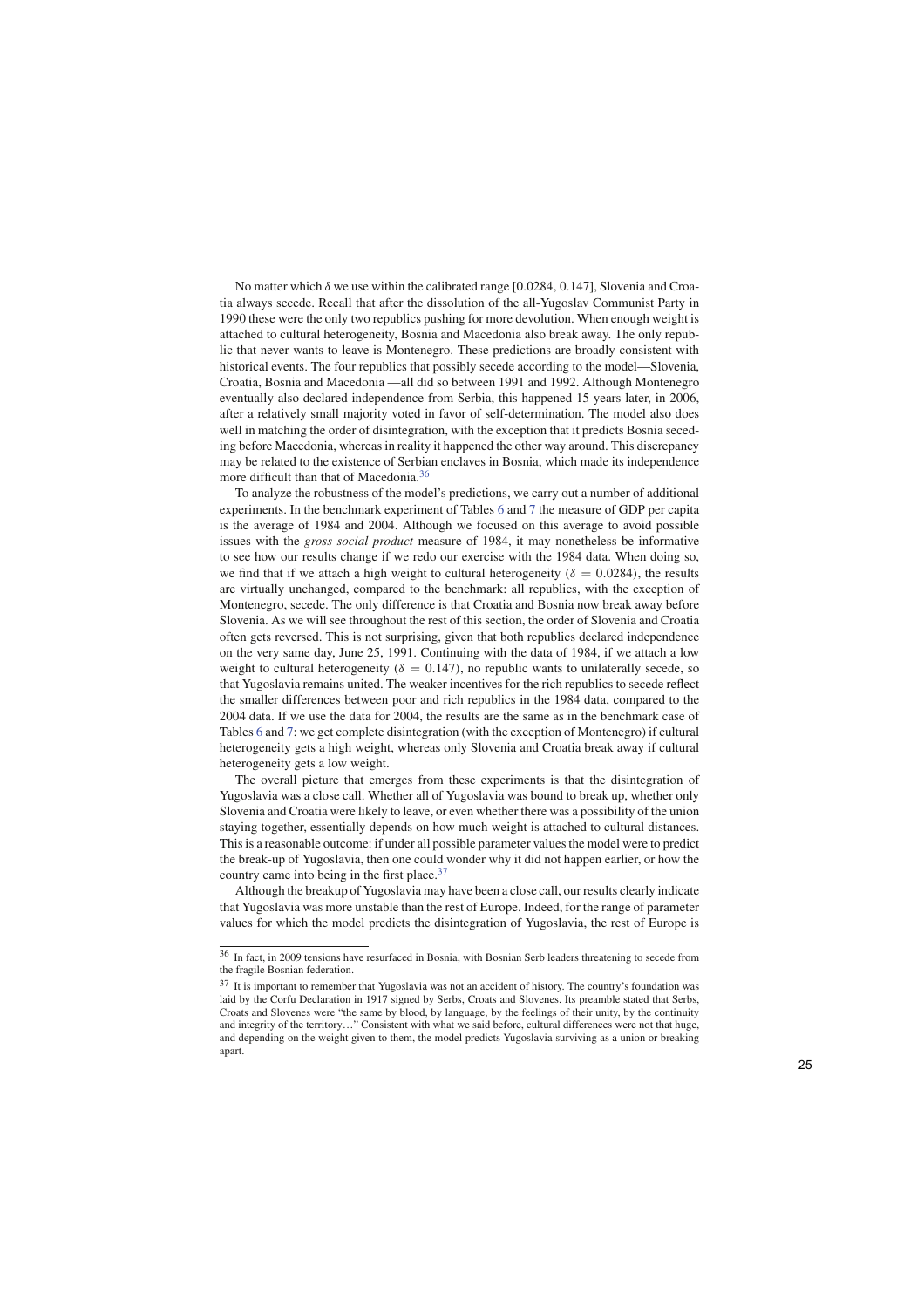No matter which $\delta$ we use within the calibrated range [0.0284, 0.147], Slovenia and Croatia always secede. Recall that after the dissolution of the all-Yugoslav Communist Party in 1990 these were the only two republics pushing for more devolution. When enough weight is attached to cultural heterogeneity, Bosnia and Macedonia also break away. The only republic that never wants to leave is Montenegro. These predictions are broadly consistent with historical events. The four republics that possibly secede according to the model—Slovenia, Croatia, Bosnia and Macedonia —all did so between 1991 and 1992. Although Montenegro eventually also declared independence from Serbia, this happened 15 years later, in 2006, after a relatively small majority voted in favor of self-determination. The model also does well in matching the order of disintegration, with the exception that it predicts Bosnia seceding before Macedonia, whereas in reality it happened the other way around. This discrepancy may be related to the existence of Serbian enclaves in Bosnia, which made its independence more difficult than that of Macedonia.[36]

To analyze the robustness of the model's predictions, we carry out a number of additional experiments. In the benchmark experiment of Tables 6 and 7 the measure of GDP per capita is the average of 1984 and 2004. Although we focused on this average to avoid possible issues with the *gross social product* measure of 1984, it may nonetheless be informative to see how our results change if we redo our exercise with the 1984 data. When doing so, we find that if we attach a high weight to cultural heterogeneity ($\delta = 0.0284$), the results are virtually unchanged, compared to the benchmark: all republics, with the exception of Montenegro, secede. The only difference is that Croatia and Bosnia now break away before Slovenia. As we will see throughout the rest of this section, the order of Slovenia and Croatia often gets reversed. This is not surprising, given that both republics declared independence on the very same day, June 25, 1991. Continuing with the data of 1984, if we attach a low weight to cultural heterogeneity ($\delta = 0.147$), no republic wants to unilaterally secede, so that Yugoslavia remains united. The weaker incentives for the rich republics to secede reflect the smaller differences between poor and rich republics in the 1984 data, compared to the 2004 data. If we use the data for 2004, the results are the same as in the benchmark case of Tables 6 and 7: we get complete disintegration (with the exception of Montenegro) if cultural heterogeneity gets a high weight, whereas only Slovenia and Croatia break away if cultural heterogeneity gets a low weight.

The overall picture that emerges from these experiments is that the disintegration of Yugoslavia was a close call. Whether all of Yugoslavia was bound to break up, whether only Slovenia and Croatia were likely to leave, or even whether there was a possibility of the union staying together, essentially depends on how much weight is attached to cultural distances. This is a reasonable outcome: if under all possible parameter values the model were to predict the break-up of Yugoslavia, then one could wonder why it did not happen earlier, or how the country came into being in the first place.[37]

Although the breakup of Yugoslavia may have been a close call, our results clearly indicate that Yugoslavia was more unstable than the rest of Europe. Indeed, for the range of parameter values for which the model predicts the disintegration of Yugoslavia, the rest of Europe is

---

[36] In fact, in 2009 tensions have resurfaced in Bosnia, with Bosnian Serb leaders threatening to secede from the fragile Bosnian federation.

[37] It is important to remember that Yugoslavia was not an accident of history. The country's foundation was laid by the Corfu Declaration in 1917 signed by Serbs, Croats and Slovenes. Its preamble stated that Serbs, Croats and Slovenes were "the same by blood, by language, by the feelings of their unity, by the continuity and integrity of the territory…" Consistent with what we said before, cultural differences were not that huge, and depending on the weight given to them, the model predicts Yugoslavia surviving as a union or breaking apart.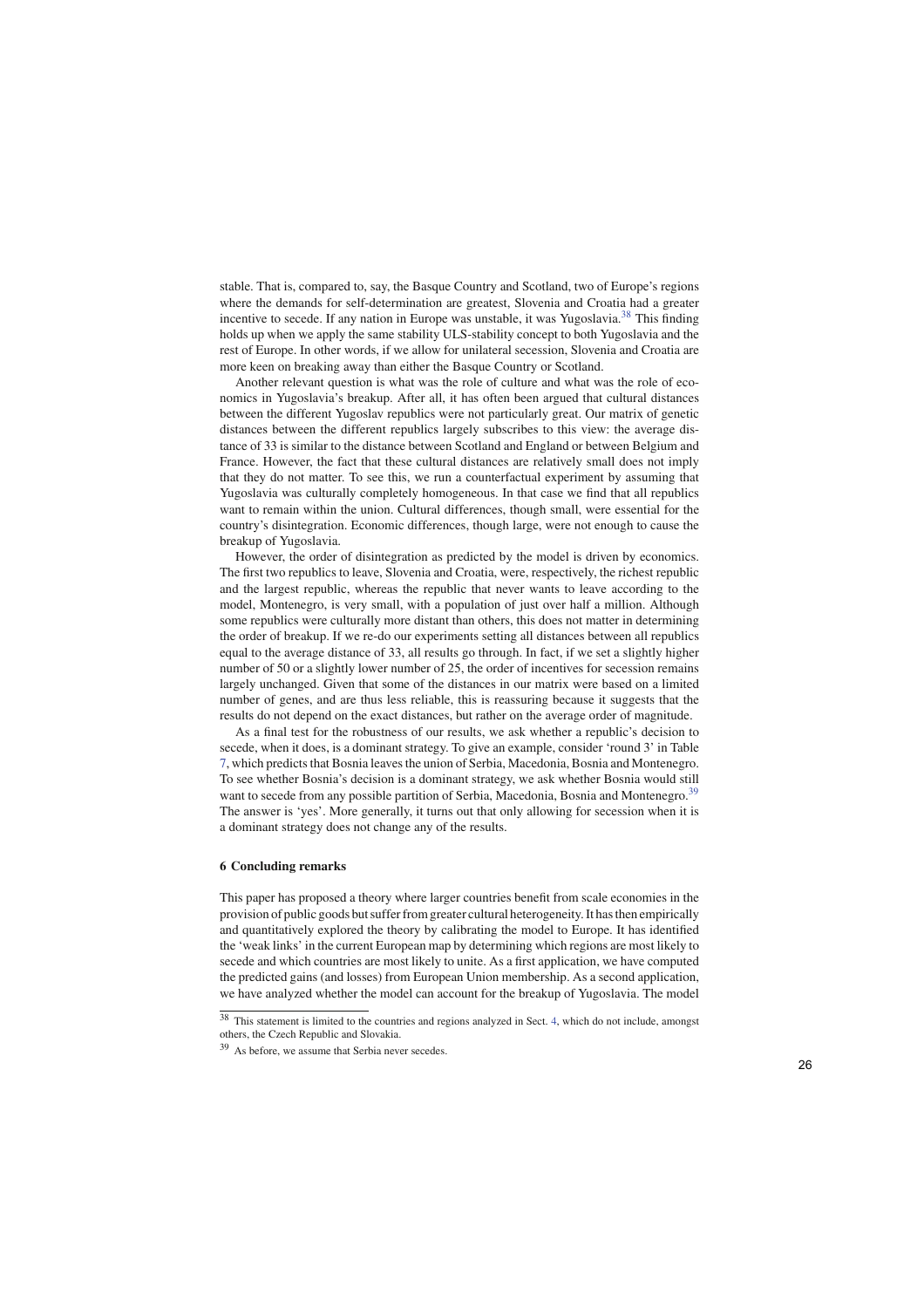stable. That is, compared to, say, the Basque Country and Scotland, two of Europe's regions where the demands for self-determination are greatest, Slovenia and Croatia had a greater incentive to secede. If any nation in Europe was unstable, it was Yugoslavia.[38] This finding holds up when we apply the same stability ULS-stability concept to both Yugoslavia and the rest of Europe. In other words, if we allow for unilateral secession, Slovenia and Croatia are more keen on breaking away than either the Basque Country or Scotland.

Another relevant question is what was the role of culture and what was the role of economics in Yugoslavia's breakup. After all, it has often been argued that cultural distances between the different Yugoslav republics were not particularly great. Our matrix of genetic distances between the different republics largely subscribes to this view: the average distance of 33 is similar to the distance between Scotland and England or between Belgium and France. However, the fact that these cultural distances are relatively small does not imply that they do not matter. To see this, we run a counterfactual experiment by assuming that Yugoslavia was culturally completely homogeneous. In that case we find that all republics want to remain within the union. Cultural differences, though small, were essential for the country's disintegration. Economic differences, though large, were not enough to cause the breakup of Yugoslavia.

However, the order of disintegration as predicted by the model is driven by economics. The first two republics to leave, Slovenia and Croatia, were, respectively, the richest republic and the largest republic, whereas the republic that never wants to leave according to the model, Montenegro, is very small, with a population of just over half a million. Although some republics were culturally more distant than others, this does not matter in determining the order of breakup. If we re-do our experiments setting all distances between all republics equal to the average distance of 33, all results go through. In fact, if we set a slightly higher number of 50 or a slightly lower number of 25, the order of incentives for secession remains largely unchanged. Given that some of the distances in our matrix were based on a limited number of genes, and are thus less reliable, this is reassuring because it suggests that the results do not depend on the exact distances, but rather on the average order of magnitude.

As a final test for the robustness of our results, we ask whether a republic's decision to secede, when it does, is a dominant strategy. To give an example, consider 'round 3' in Table 7, which predicts that Bosnia leaves the union of Serbia, Macedonia, Bosnia and Montenegro. To see whether Bosnia's decision is a dominant strategy, we ask whether Bosnia would still want to secede from any possible partition of Serbia, Macedonia, Bosnia and Montenegro.[39] The answer is 'yes'. More generally, it turns out that only allowing for secession when it is a dominant strategy does not change any of the results.

## 6 Concluding remarks

This paper has proposed a theory where larger countries benefit from scale economies in the provision of public goods but suffer from greater cultural heterogeneity. It has then empirically and quantitatively explored the theory by calibrating the model to Europe. It has identified the 'weak links' in the current European map by determining which regions are most likely to secede and which countries are most likely to unite. As a first application, we have computed the predicted gains (and losses) from European Union membership. As a second application, we have analyzed whether the model can account for the breakup of Yugoslavia. The model

---

[38] This statement is limited to the countries and regions analyzed in Sect. 4, which do not include, amongst others, the Czech Republic and Slovakia.

[39] As before, we assume that Serbia never secedes.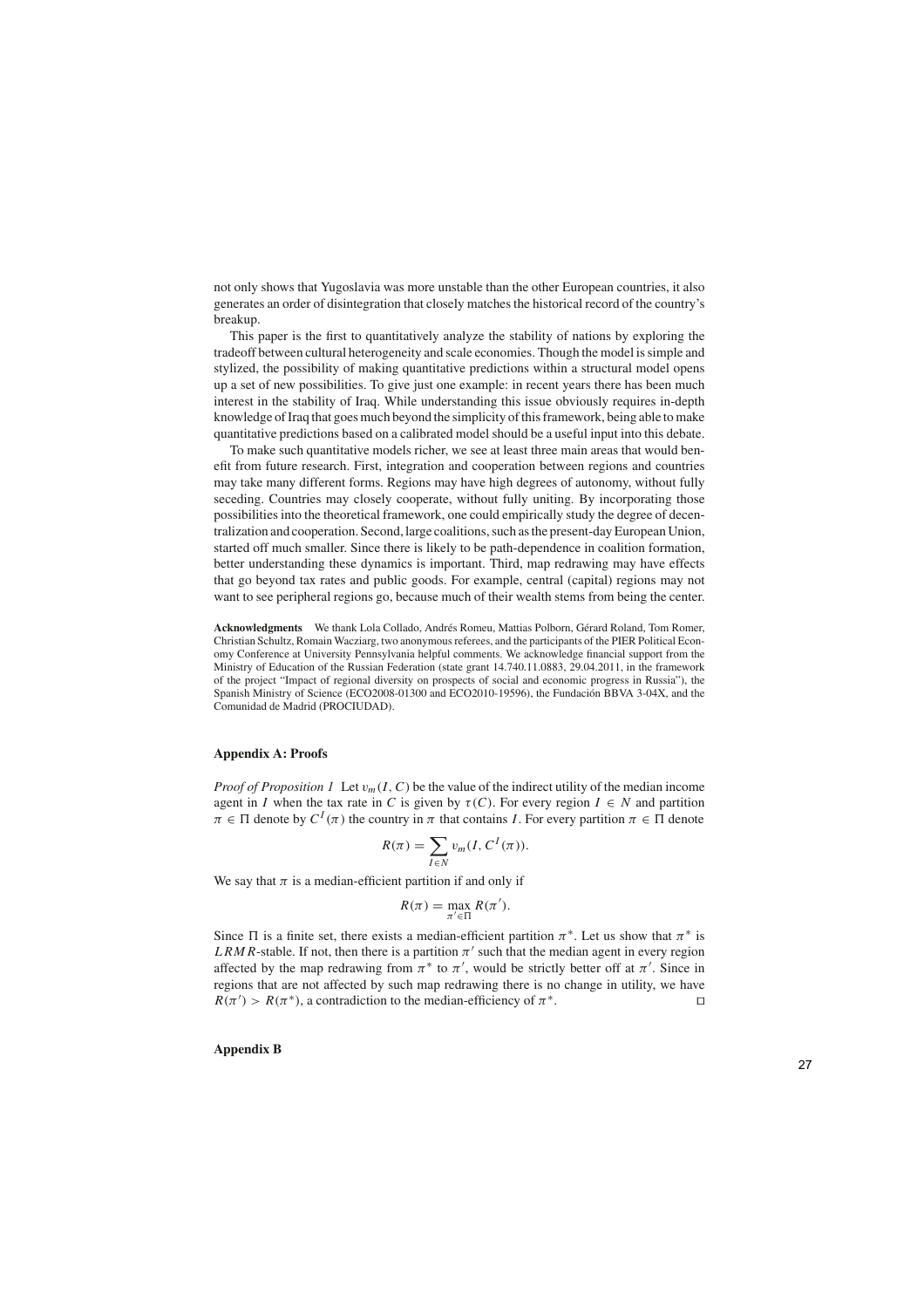not only shows that Yugoslavia was more unstable than the other European countries, it also generates an order of disintegration that closely matches the historical record of the country's breakup.

This paper is the first to quantitatively analyze the stability of nations by exploring the tradeoff between cultural heterogeneity and scale economies. Though the model is simple and stylized, the possibility of making quantitative predictions within a structural model opens up a set of new possibilities. To give just one example: in recent years there has been much interest in the stability of Iraq. While understanding this issue obviously requires in-depth knowledge of Iraq that goes much beyond the simplicity of this framework, being able to make quantitative predictions based on a calibrated model should be a useful input into this debate.

To make such quantitative models richer, we see at least three main areas that would benefit from future research. First, integration and cooperation between regions and countries may take many different forms. Regions may have high degrees of autonomy, without fully seceding. Countries may closely cooperate, without fully uniting. By incorporating those possibilities into the theoretical framework, one could empirically study the degree of decentralization and cooperation. Second, large coalitions, such as the present-day European Union, started off much smaller. Since there is likely to be path-dependence in coalition formation, better understanding these dynamics is important. Third, map redrawing may have effects that go beyond tax rates and public goods. For example, central (capital) regions may not want to see peripheral regions go, because much of their wealth stems from being the center.

**Acknowledgments** We thank Lola Collado, Andrés Romeu, Mattias Polborn, Gérard Roland, Tom Romer, Christian Schultz, Romain Wacziarg, two anonymous referees, and the participants of the PIER Political Economy Conference at University Pennsylvania helpful comments. We acknowledge financial support from the Ministry of Education of the Russian Federation (state grant 14.740.11.0883, 29.04.2011, in the framework of the project "Impact of regional diversity on prospects of social and economic progress in Russia"), the Spanish Ministry of Science (ECO2008-01300 and ECO2010-19596), the Fundación BBVA 3-04X, and the Comunidad de Madrid (PROCIUDAD).

## Appendix A: Proofs

*Proof of Proposition 1* Let $v_m(I, C)$ be the value of the indirect utility of the median income agent in $I$ when the tax rate in $C$ is given by $\tau(C)$. For every region $I \in N$ and partition $\pi \in \Pi$ denote by $C^I(\pi)$ the country in $\pi$ that contains $I$. For every partition $\pi \in \Pi$ denote

$$R(\pi) = \sum_{I \in N} v_m(I, C^I(\pi)).$$

We say that $\pi$ is a median-efficient partition if and only if

$$R(\pi) = \max_{\pi' \in \Pi} R(\pi').$$

Since $\Pi$ is a finite set, there exists a median-efficient partition $\pi^*$. Let us show that $\pi^*$ is $LRMR$-stable. If not, then there is a partition $\pi'$ such that the median agent in every region affected by the map redrawing from $\pi^*$ to $\pi'$, would be strictly better off at $\pi'$. Since in regions that are not affected by such map redrawing there is no change in utility, we have $R(\pi') > R(\pi^*)$, a contradiction to the median-efficiency of $\pi^*$. □

## Appendix B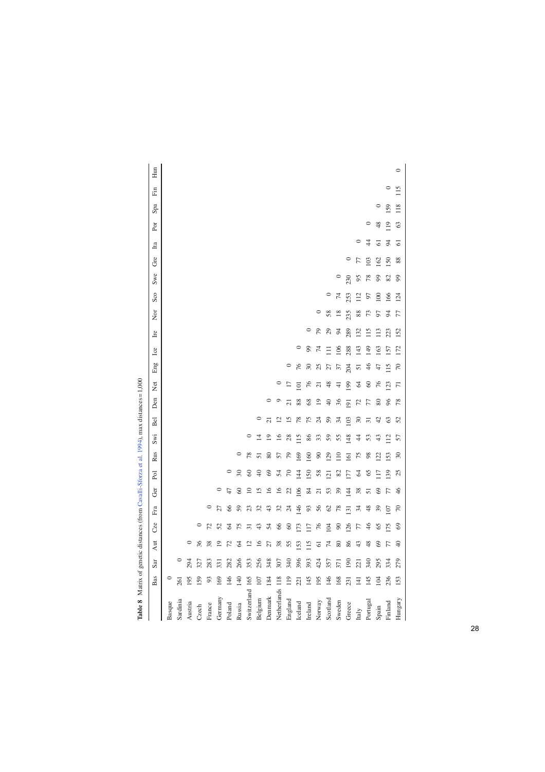**Table 8** Matrix of genetic distances (from Cavalli-Sforza et al. 1994), max distance=1,000

| | Bas | Sar | Aut | Cze | Fra | Ger | Pol | Rus | Swi | Bel | Den | Net | Eng | Ice | Ire | Nor | Sco | Swe | Gre | Ita | Por | Spa | Fin | Hun |
|---|---|---|---|---|---|---|---|---|---|---|---|---|---|---|---|---|---|---|---|---|---|---|---|---|
| Basque | 0 | | | | | | | | | | | | | | | | | | | | | | | |
| Sardinia | 261 | 0 | | | | | | | | | | | | | | | | | | | | | | |
| Austria | 195 | 294 | 0 | | | | | | | | | | | | | | | | | | | | | |
| Czech | 159 | 327 | 36 | 0 | | | | | | | | | | | | | | | | | | | | |
| France | 93 | 283 | 38 | 72 | 0 | | | | | | | | | | | | | | | | | | | |
| Germany | 169 | 331 | 19 | 52 | 27 | 0 | | | | | | | | | | | | | | | | | | |
| Poland | 146 | 282 | 72 | 64 | 66 | 47 | 0 | | | | | | | | | | | | | | | | | |
| Russia | 140 | 266 | 64 | 75 | 59 | 60 | 30 | 0 | | | | | | | | | | | | | | | | |
| Switzerland | 165 | 353 | 12 | 31 | 23 | 10 | 60 | 78 | 0 | | | | | | | | | | | | | | | |
| Belgium | 107 | 256 | 16 | 43 | 32 | 15 | 40 | 51 | 14 | 0 | | | | | | | | | | | | | | |
| Denmark | 184 | 348 | 27 | 54 | 43 | 16 | 69 | 80 | 19 | 21 | 0 | | | | | | | | | | | | | |
| Netherlands | 118 | 307 | 38 | 66 | 32 | 16 | 54 | 57 | 16 | 12 | 9 | 0 | | | | | | | | | | | | |
| England | 119 | 340 | 55 | 60 | 24 | 22 | 70 | 79 | 28 | 15 | 21 | 17 | 0 | | | | | | | | | | | |
| Iceland | 221 | 396 | 153 | 173 | 146 | 106 | 144 | 169 | 115 | 78 | 88 | 101 | 76 | 0 | | | | | | | | | | |
| Ireland | 145 | 393 | 115 | 117 | 93 | 84 | 150 | 160 | 86 | 75 | 68 | 76 | 30 | 99 | 0 | | | | | | | | | |
| Norway | 195 | 424 | 61 | 76 | 56 | 21 | 58 | 90 | 33 | 24 | 19 | 21 | 25 | 74 | 79 | 0 | | | | | | | | |
| Scotland | 146 | 357 | 74 | 104 | 62 | 53 | 121 | 129 | 59 | 59 | 40 | 48 | 27 | 111 | 29 | 58 | 0 | | | | | | | |
| Sweden | 168 | 371 | 80 | 90 | 78 | 39 | 82 | 110 | 55 | 34 | 36 | 41 | 37 | 106 | 94 | 18 | 74 | 0 | | | | | | |
| Greece | 231 | 190 | 86 | 126 | 131 | 144 | 177 | 161 | 148 | 103 | 191 | 199 | 204 | 288 | 289 | 235 | 253 | 230 | 0 | | | | | |
| Italy | 141 | 221 | 43 | 77 | 34 | 38 | 64 | 75 | 44 | 30 | 72 | 64 | 51 | 143 | 132 | 88 | 112 | 95 | 77 | 0 | | | | |
| Portugal | 145 | 340 | 48 | 46 | 48 | 51 | 65 | 98 | 53 | 31 | 77 | 60 | 46 | 149 | 115 | 73 | 97 | 78 | 103 | 44 | 0 | | | |
| Spain | 104 | 295 | 69 | 65 | 39 | 69 | 117 | 122 | 43 | 42 | 80 | 76 | 47 | 163 | 113 | 97 | 100 | 99 | 162 | 61 | 48 | 0 | | |
| Finland | 236 | 334 | 77 | 175 | 107 | 77 | 139 | 153 | 112 | 63 | 96 | 123 | 115 | 157 | 223 | 94 | 166 | 82 | 150 | 94 | 119 | 159 | 0 | |
| Hungary | 153 | 279 | 40 | 69 | 70 | 46 | 25 | 30 | 57 | 52 | 78 | 71 | 70 | 172 | 152 | 77 | 124 | 99 | 88 | 61 | 63 | 118 | 115 | 0 |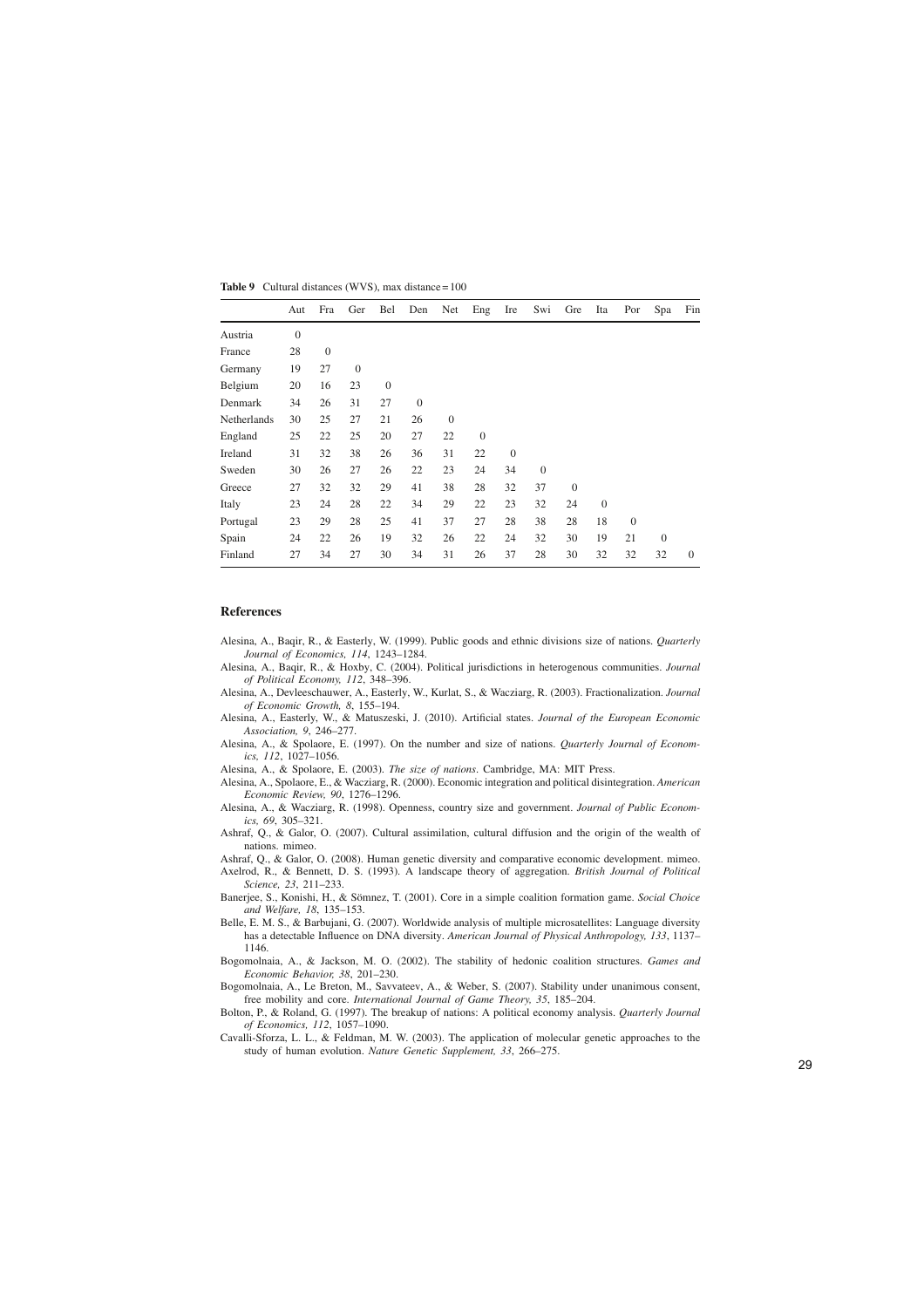**Table 9** Cultural distances (WVS), max distance = 100

| | Aut | Fra | Ger | Bel | Den | Net | Eng | Ire | Swi | Gre | Ita | Por | Spa | Fin |
|---|---|---|---|---|---|---|---|---|---|---|---|---|---|---|
| Austria | 0 | | | | | | | | | | | | | |
| France | 28 | 0 | | | | | | | | | | | | |
| Germany | 19 | 27 | 0 | | | | | | | | | | | |
| Belgium | 20 | 16 | 23 | 0 | | | | | | | | | | |
| Denmark | 34 | 26 | 31 | 27 | 0 | | | | | | | | | |
| Netherlands | 30 | 25 | 27 | 21 | 26 | 0 | | | | | | | | |
| England | 25 | 22 | 25 | 20 | 27 | 22 | 0 | | | | | | | |
| Ireland | 31 | 32 | 38 | 26 | 36 | 31 | 22 | 0 | | | | | | |
| Sweden | 30 | 26 | 27 | 26 | 22 | 23 | 24 | 34 | 0 | | | | | |
| Greece | 27 | 32 | 32 | 29 | 41 | 38 | 28 | 32 | 37 | 0 | | | | |
| Italy | 23 | 24 | 28 | 22 | 34 | 29 | 22 | 23 | 32 | 24 | 0 | | | |
| Portugal | 23 | 29 | 28 | 25 | 41 | 37 | 27 | 28 | 38 | 28 | 18 | 0 | | |
| Spain | 24 | 22 | 26 | 19 | 32 | 26 | 22 | 24 | 32 | 30 | 19 | 21 | 0 | |
| Finland | 27 | 34 | 27 | 30 | 34 | 31 | 26 | 37 | 28 | 30 | 32 | 32 | 32 | 0 |

## References

Alesina, A., Baqir, R., & Easterly, W. (1999). Public goods and ethnic divisions size of nations. *Quarterly Journal of Economics, 114*, 1243–1284.

Alesina, A., Baqir, R., & Hoxby, C. (2004). Political jurisdictions in heterogenous communities. *Journal of Political Economy, 112*, 348–396.

Alesina, A., Devleeschauwer, A., Easterly, W., Kurlat, S., & Wacziarg, R. (2003). Fractionalization. *Journal of Economic Growth, 8*, 155–194.

Alesina, A., Easterly, W., & Matuszeski, J. (2010). Artificial states. *Journal of the European Economic Association, 9*, 246–277.

Alesina, A., & Spolaore, E. (1997). On the number and size of nations. *Quarterly Journal of Economics, 112*, 1027–1056.

Alesina, A., & Spolaore, E. (2003). *The size of nations*. Cambridge, MA: MIT Press.

Alesina, A., Spolaore, E., & Wacziarg, R. (2000). Economic integration and political disintegration. *American Economic Review, 90*, 1276–1296.

Alesina, A., & Wacziarg, R. (1998). Openness, country size and government. *Journal of Public Economics, 69*, 305–321.

Ashraf, Q., & Galor, O. (2007). Cultural assimilation, cultural diffusion and the origin of the wealth of nations. mimeo.

Ashraf, Q., & Galor, O. (2008). Human genetic diversity and comparative economic development. mimeo.

Axelrod, R., & Bennett, D. S. (1993). A landscape theory of aggregation. *British Journal of Political Science, 23*, 211–233.

Banerjee, S., Konishi, H., & Sömnez, T. (2001). Core in a simple coalition formation game. *Social Choice and Welfare, 18*, 135–153.

Belle, E. M. S., & Barbujani, G. (2007). Worldwide analysis of multiple microsatellites: Language diversity has a detectable Influence on DNA diversity. *American Journal of Physical Anthropology, 133*, 1137–1146.

Bogomolnaia, A., & Jackson, M. O. (2002). The stability of hedonic coalition structures. *Games and Economic Behavior, 38*, 201–230.

Bogomolnaia, A., Le Breton, M., Savvateev, A., & Weber, S. (2007). Stability under unanimous consent, free mobility and core. *International Journal of Game Theory, 35*, 185–204.

Bolton, P., & Roland, G. (1997). The breakup of nations: A political economy analysis. *Quarterly Journal of Economics, 112*, 1057–1090.

Cavalli-Sforza, L. L., & Feldman, M. W. (2003). The application of molecular genetic approaches to the study of human evolution. *Nature Genetic Supplement, 33*, 266–275.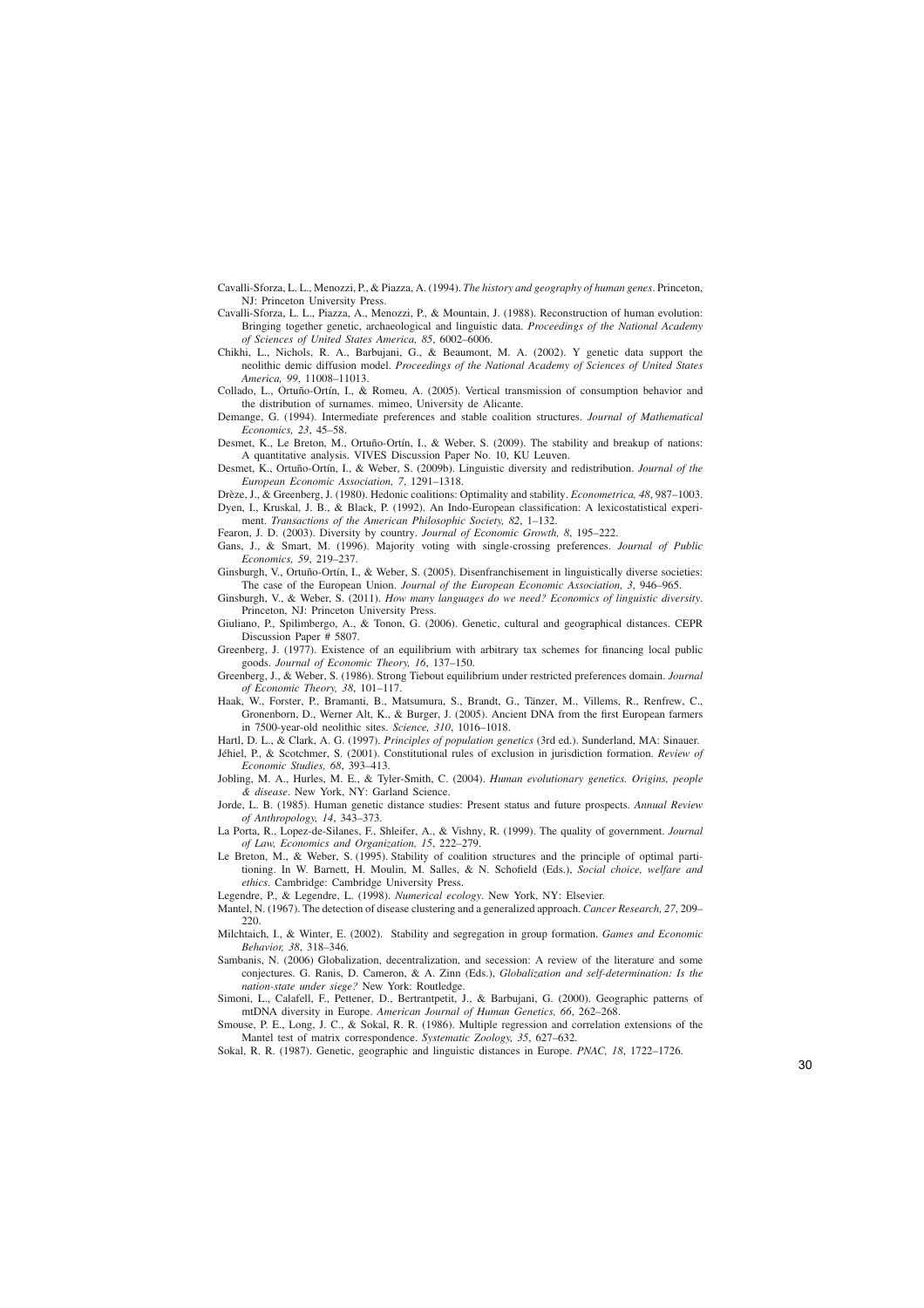Cavalli-Sforza, L. L., Menozzi, P., & Piazza, A. (1994). *The history and geography of human genes*. Princeton, NJ: Princeton University Press.

Cavalli-Sforza, L. L., Piazza, A., Menozzi, P., & Mountain, J. (1988). Reconstruction of human evolution: Bringing together genetic, archaeological and linguistic data. *Proceedings of the National Academy of Sciences of United States America, 85*, 6002–6006.

Chikhi, L., Nichols, R. A., Barbujani, G., & Beaumont, M. A. (2002). Y genetic data support the neolithic demic diffusion model. *Proceedings of the National Academy of Sciences of United States America, 99*, 11008–11013.

Collado, L., Ortuño-Ortín, I., & Romeu, A. (2005). Vertical transmission of consumption behavior and the distribution of surnames. mimeo, University de Alicante.

Demange, G. (1994). Intermediate preferences and stable coalition structures. *Journal of Mathematical Economics, 23*, 45–58.

Desmet, K., Le Breton, M., Ortuño-Ortín, I., & Weber, S. (2009). The stability and breakup of nations: A quantitative analysis. VIVES Discussion Paper No. 10, KU Leuven.

Desmet, K., Ortuño-Ortín, I., & Weber, S. (2009b). Linguistic diversity and redistribution. *Journal of the European Economic Association, 7*, 1291–1318.

Drèze, J., & Greenberg, J. (1980). Hedonic coalitions: Optimality and stability. *Econometrica, 48*, 987–1003.

Dyen, I., Kruskal, J. B., & Black, P. (1992). An Indo-European classification: A lexicostatistical experiment. *Transactions of the American Philosophic Society, 82*, 1–132.

Fearon, J. D. (2003). Diversity by country. *Journal of Economic Growth, 8*, 195–222.

Gans, J., & Smart, M. (1996). Majority voting with single-crossing preferences. *Journal of Public Economics, 59*, 219–237.

Ginsburgh, V., Ortuño-Ortín, I., & Weber, S. (2005). Disenfranchisement in linguistically diverse societies: The case of the European Union. *Journal of the European Economic Association, 3*, 946–965.

Ginsburgh, V., & Weber, S. (2011). *How many languages do we need? Economics of linguistic diversity*. Princeton, NJ: Princeton University Press.

Giuliano, P., Spilimbergo, A., & Tonon, G. (2006). Genetic, cultural and geographical distances. CEPR Discussion Paper # 5807.

Greenberg, J. (1977). Existence of an equilibrium with arbitrary tax schemes for financing local public goods. *Journal of Economic Theory, 16*, 137–150.

Greenberg, J., & Weber, S. (1986). Strong Tiebout equilibrium under restricted preferences domain. *Journal of Economic Theory, 38*, 101–117.

Haak, W., Forster, P., Bramanti, B., Matsumura, S., Brandt, G., Tänzer, M., Villems, R., Renfrew, C., Gronenborn, D., Werner Alt, K., & Burger, J. (2005). Ancient DNA from the first European farmers in 7500-year-old neolithic sites. *Science, 310*, 1016–1018.

Hartl, D. L., & Clark, A. G. (1997). *Principles of population genetics* (3rd ed.). Sunderland, MA: Sinauer.

Jéhiel, P., & Scotchmer, S. (2001). Constitutional rules of exclusion in jurisdiction formation. *Review of Economic Studies, 68*, 393–413.

Jobling, M. A., Hurles, M. E., & Tyler-Smith, C. (2004). *Human evolutionary genetics. Origins, people & disease*. New York, NY: Garland Science.

Jorde, L. B. (1985). Human genetic distance studies: Present status and future prospects. *Annual Review of Anthropology, 14*, 343–373.

La Porta, R., Lopez-de-Silanes, F., Shleifer, A., & Vishny, R. (1999). The quality of government. *Journal of Law, Economics and Organization, 15*, 222–279.

Le Breton, M., & Weber, S. (1995). Stability of coalition structures and the principle of optimal partitioning. In W. Barnett, H. Moulin, M. Salles, & N. Schofield (Eds.), *Social choice, welfare and ethics*. Cambridge: Cambridge University Press.

Legendre, P., & Legendre, L. (1998). *Numerical ecology*. New York, NY: Elsevier.

Mantel, N. (1967). The detection of disease clustering and a generalized approach. *Cancer Research, 27*, 209–220.

Milchtaich, I., & Winter, E. (2002). Stability and segregation in group formation. *Games and Economic Behavior, 38*, 318–346.

Sambanis, N. (2006) Globalization, decentralization, and secession: A review of the literature and some conjectures. G. Ranis, D. Cameron, & A. Zinn (Eds.), *Globalization and self-determination: Is the nation-state under siege?* New York: Routledge.

Simoni, L., Calafell, F., Pettener, D., Bertrantpetit, J., & Barbujani, G. (2000). Geographic patterns of mtDNA diversity in Europe. *American Journal of Human Genetics, 66*, 262–268.

Smouse, P. E., Long, J. C., & Sokal, R. R. (1986). Multiple regression and correlation extensions of the Mantel test of matrix correspondence. *Systematic Zoology, 35*, 627–632.

Sokal, R. R. (1987). Genetic, geographic and linguistic distances in Europe. *PNAC, 18*, 1722–1726.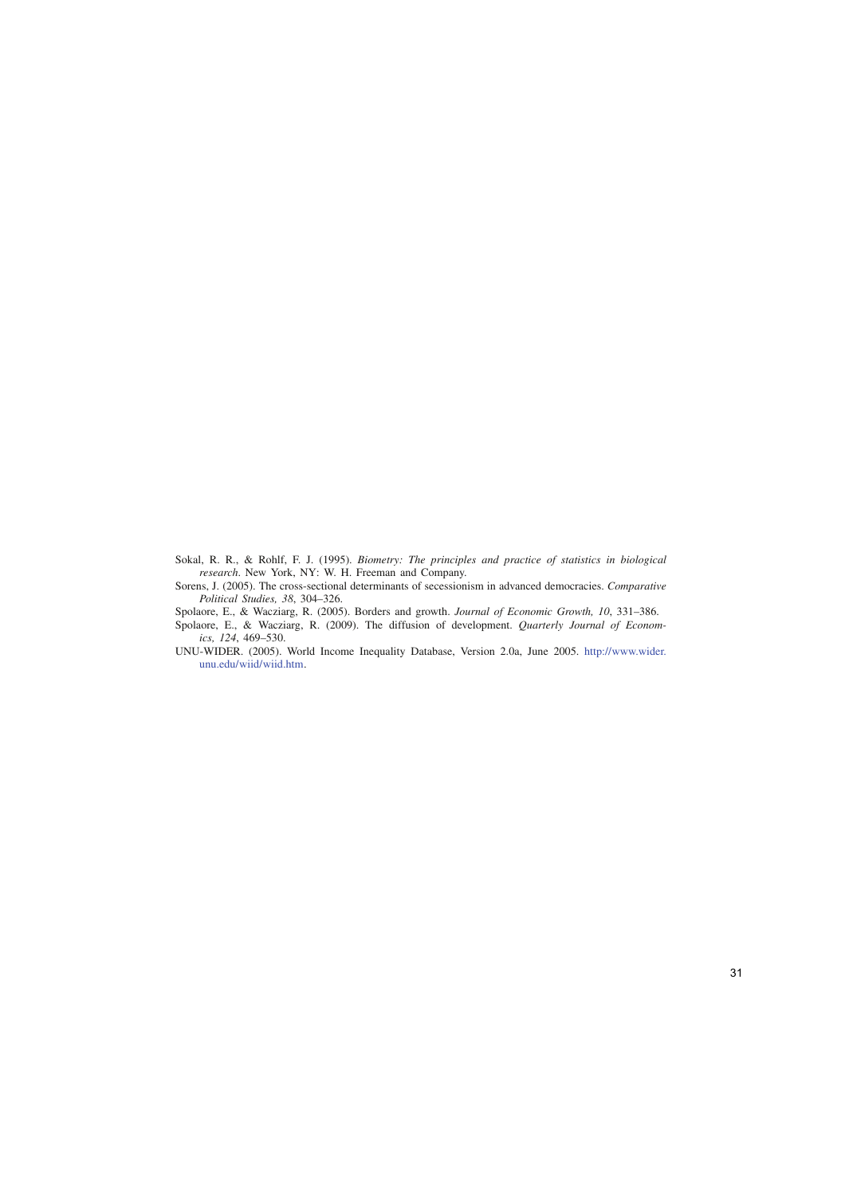Sokal, R. R., & Rohlf, F. J. (1995). *Biometry: The principles and practice of statistics in biological research*. New York, NY: W. H. Freeman and Company.

Sorens, J. (2005). The cross-sectional determinants of secessionism in advanced democracies. *Comparative Political Studies, 38*, 304–326.

Spolaore, E., & Wacziarg, R. (2005). Borders and growth. *Journal of Economic Growth, 10*, 331–386.

Spolaore, E., & Wacziarg, R. (2009). The diffusion of development. *Quarterly Journal of Economics, 124*, 469–530.

UNU-WIDER. (2005). World Income Inequality Database, Version 2.0a, June 2005. http://www.wider.unu.edu/wiid/wiid.htm.